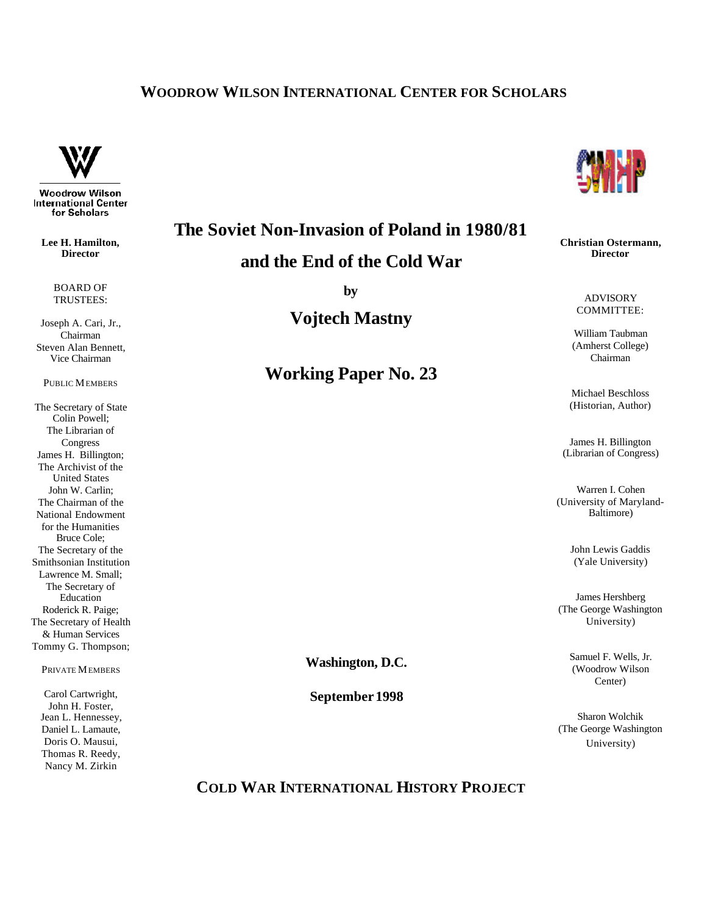**WOODROW WILSON INTERNATIONAL CENTER FOR SCHOLARS**

Woodrow Wilson International Center for Scholars

**Lee H. Hamilton, Director**

BOARD OF TRUSTEES:

Joseph A. Cari, Jr., Chairman
Steven Alan Bennett, Vice Chairman

PUBLIC MEMBERS

The Secretary of State Colin Powell;
The Librarian of Congress James H. Billington;
The Archivist of the United States John W. Carlin;
The Chairman of the National Endowment for the Humanities Bruce Cole;
The Secretary of the Smithsonian Institution Lawrence M. Small;
The Secretary of Education Roderick R. Paige;
The Secretary of Health & Human Services Tommy G. Thompson;

PRIVATE MEMBERS

Carol Cartwright,
John H. Foster,
Jean L. Hennessey,
Daniel L. Lamaute,
Doris O. Mausui,
Thomas R. Reedy,
Nancy M. Zirkin

# The Soviet Non-Invasion of Poland in 1980/81 and the End of the Cold War

**by**

## Vojtech Mastny

## Working Paper No. 23

**Washington, D.C.**

**September 1998**

**Christian Ostermann, Director**

ADVISORY COMMITTEE:

William Taubman (Amherst College) Chairman

Michael Beschloss (Historian, Author)

James H. Billington (Librarian of Congress)

Warren I. Cohen (University of Maryland-Baltimore)

John Lewis Gaddis (Yale University)

James Hershberg (The George Washington University)

Samuel F. Wells, Jr. (Woodrow Wilson Center)

Sharon Wolchik (The George Washington University)

**COLD WAR INTERNATIONAL HISTORY PROJECT**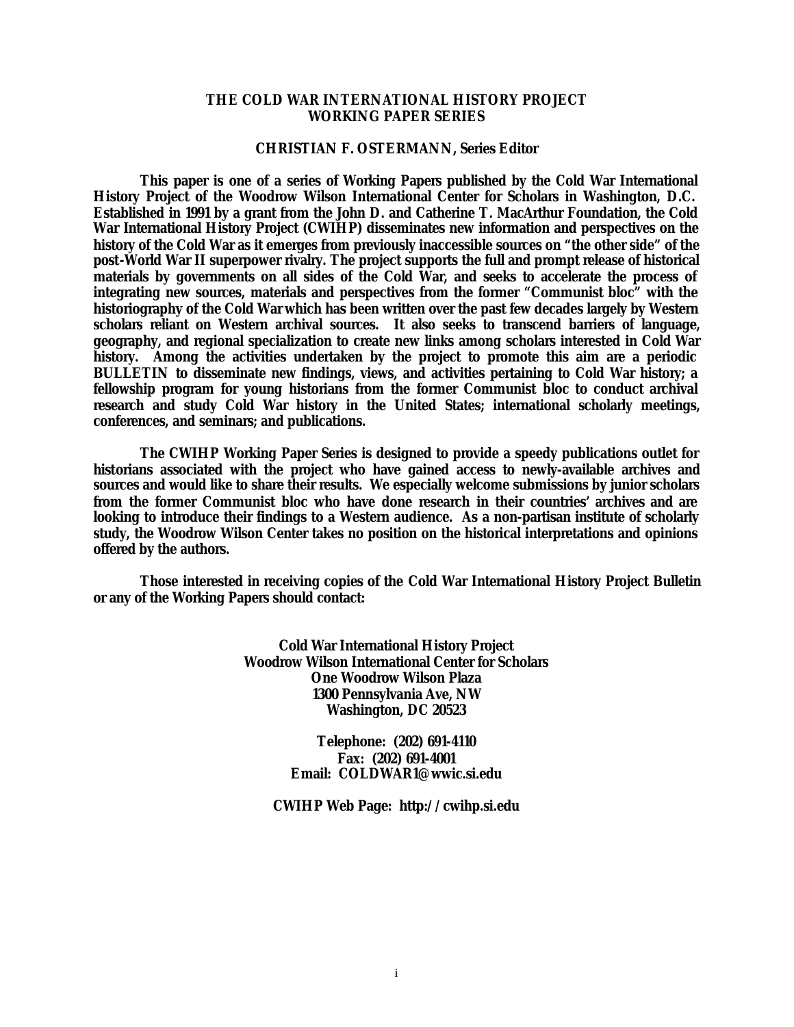# THE COLD WAR INTERNATIONAL HISTORY PROJECT
## WORKING PAPER SERIES

**CHRISTIAN F. OSTERMANN, Series Editor**

**This paper is one of a series of Working Papers published by the Cold War International History Project of the Woodrow Wilson International Center for Scholars in Washington, D.C. Established in 1991 by a grant from the John D. and Catherine T. MacArthur Foundation, the Cold War International History Project (CWIHP) disseminates new information and perspectives on the history of the Cold War as it emerges from previously inaccessible sources on "the other side" of the post-World War II superpower rivalry. The project supports the full and prompt release of historical materials by governments on all sides of the Cold War, and seeks to accelerate the process of integrating new sources, materials and perspectives from the former "Communist bloc" with the historiography of the Cold War which has been written over the past few decades largely by Western scholars reliant on Western archival sources. It also seeks to transcend barriers of language, geography, and regional specialization to create new links among scholars interested in Cold War history. Among the activities undertaken by the project to promote this aim are a periodic BULLETIN to disseminate new findings, views, and activities pertaining to Cold War history; a fellowship program for young historians from the former Communist bloc to conduct archival research and study Cold War history in the United States; international scholarly meetings, conferences, and seminars; and publications.**

**The CWIHP Working Paper Series is designed to provide a speedy publications outlet for historians associated with the project who have gained access to newly-available archives and sources and would like to share their results. We especially welcome submissions by junior scholars from the former Communist bloc who have done research in their countries' archives and are looking to introduce their findings to a Western audience. As a non-partisan institute of scholarly study, the Woodrow Wilson Center takes no position on the historical interpretations and opinions offered by the authors.**

**Those interested in receiving copies of the Cold War International History Project Bulletin or any of the Working Papers should contact:**

**Cold War International History Project**
**Woodrow Wilson International Center for Scholars**
**One Woodrow Wilson Plaza**
**1300 Pennsylvania Ave, NW**
**Washington, DC 20523**

**Telephone: (202) 691-4110**
**Fax: (202) 691-4001**
**Email: COLDWAR1@wwic.si.edu**

**CWIHP Web Page: http://cwihp.si.edu**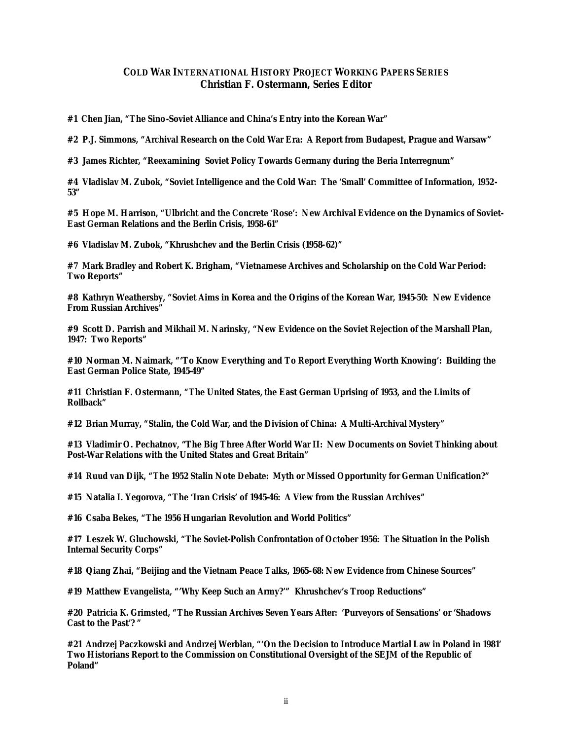## COLD WAR INTERNATIONAL HISTORY PROJECT WORKING PAPERS SERIES
**Christian F. Ostermann, Series Editor**

**#1 Chen Jian, "The Sino-Soviet Alliance and China's Entry into the Korean War"**

**#2 P.J. Simmons, "Archival Research on the Cold War Era: A Report from Budapest, Prague and Warsaw"**

**#3 James Richter, "Reexamining Soviet Policy Towards Germany during the Beria Interregnum"**

**#4 Vladislav M. Zubok, "Soviet Intelligence and the Cold War: The 'Small' Committee of Information, 1952-53"**

**#5 Hope M. Harrison, "Ulbricht and the Concrete 'Rose': New Archival Evidence on the Dynamics of Soviet-East German Relations and the Berlin Crisis, 1958-61"**

**#6 Vladislav M. Zubok, "Khrushchev and the Berlin Crisis (1958-62)"**

**#7 Mark Bradley and Robert K. Brigham, "Vietnamese Archives and Scholarship on the Cold War Period: Two Reports"**

**#8 Kathryn Weathersby, "Soviet Aims in Korea and the Origins of the Korean War, 1945-50: New Evidence From Russian Archives"**

**#9 Scott D. Parrish and Mikhail M. Narinsky, "New Evidence on the Soviet Rejection of the Marshall Plan, 1947: Two Reports"**

**#10 Norman M. Naimark, "'To Know Everything and To Report Everything Worth Knowing': Building the East German Police State, 1945-49"**

**#11 Christian F. Ostermann, "The United States, the East German Uprising of 1953, and the Limits of Rollback"**

**#12 Brian Murray, "Stalin, the Cold War, and the Division of China: A Multi-Archival Mystery"**

**#13 Vladimir O. Pechatnov, "The Big Three After World War II: New Documents on Soviet Thinking about Post-War Relations with the United States and Great Britain"**

**#14 Ruud van Dijk, "The 1952 Stalin Note Debate: Myth or Missed Opportunity for German Unification?"**

**#15 Natalia I. Yegorova, "The 'Iran Crisis' of 1945-46: A View from the Russian Archives"**

**#16 Csaba Bekes, "The 1956 Hungarian Revolution and World Politics"**

**#17 Leszek W. Gluchowski, "The Soviet-Polish Confrontation of October 1956: The Situation in the Polish Internal Security Corps"**

**#18 Qiang Zhai, "Beijing and the Vietnam Peace Talks, 1965-68: New Evidence from Chinese Sources"**

**#19 Matthew Evangelista, "'Why Keep Such an Army?'" Khrushchev's Troop Reductions"**

**#20 Patricia K. Grimsted, "The Russian Archives Seven Years After: 'Purveyors of Sensations' or 'Shadows Cast to the Past'? "**

**#21 Andrzej Paczkowski and Andrzej Werblan, "'On the Decision to Introduce Martial Law in Poland in 1981' Two Historians Report to the Commission on Constitutional Oversight of the SEJM of the Republic of Poland"**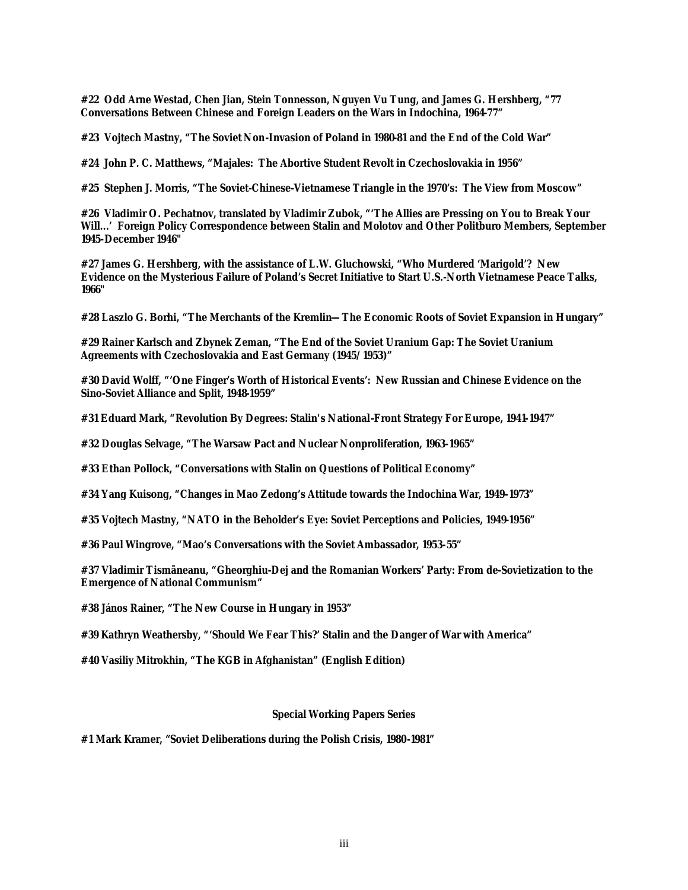**#22 Odd Arne Westad, Chen Jian, Stein Tonnesson, Nguyen Vu Tung, and James G. Hershberg, "77 Conversations Between Chinese and Foreign Leaders on the Wars in Indochina, 1964-77"**

**#23 Vojtech Mastny, "The Soviet Non-Invasion of Poland in 1980-81 and the End of the Cold War"**

**#24 John P. C. Matthews, "Majales: The Abortive Student Revolt in Czechoslovakia in 1956"**

**#25 Stephen J. Morris, "The Soviet-Chinese-Vietnamese Triangle in the 1970's: The View from Moscow"**

**#26 Vladimir O. Pechatnov, translated by Vladimir Zubok, "'The Allies are Pressing on You to Break Your Will...' Foreign Policy Correspondence between Stalin and Molotov and Other Politburo Members, September 1945-December 1946"**

**#27 James G. Hershberg, with the assistance of L.W. Gluchowski, "Who Murdered 'Marigold'? New Evidence on the Mysterious Failure of Poland's Secret Initiative to Start U.S.-North Vietnamese Peace Talks, 1966"**

**#28 Laszlo G. Borhi, "The Merchants of the Kremlin—The Economic Roots of Soviet Expansion in Hungary"**

**#29 Rainer Karlsch and Zbynek Zeman, "The End of the Soviet Uranium Gap: The Soviet Uranium Agreements with Czechoslovakia and East Germany (1945/1953)"**

**#30 David Wolff, "'One Finger's Worth of Historical Events': New Russian and Chinese Evidence on the Sino-Soviet Alliance and Split, 1948-1959"**

**#31 Eduard Mark, "Revolution By Degrees: Stalin's National-Front Strategy For Europe, 1941-1947"**

**#32 Douglas Selvage, "The Warsaw Pact and Nuclear Nonproliferation, 1963-1965"**

**#33 Ethan Pollock, "Conversations with Stalin on Questions of Political Economy"**

**#34 Yang Kuisong, "Changes in Mao Zedong's Attitude towards the Indochina War, 1949-1973"**

**#35 Vojtech Mastny, "NATO in the Beholder's Eye: Soviet Perceptions and Policies, 1949-1956"**

**#36 Paul Wingrove, "Mao's Conversations with the Soviet Ambassador, 1953-55"**

**#37 Vladimir Tismăneanu, "Gheorghiu-Dej and the Romanian Workers' Party: From de-Sovietization to the Emergence of National Communism"**

**#38 János Rainer, "The New Course in Hungary in 1953"**

**#39 Kathryn Weathersby, "'Should We Fear This?' Stalin and the Danger of War with America"**

**#40 Vasiliy Mitrokhin, "The KGB in Afghanistan" (English Edition)**

## Special Working Papers Series

**#1 Mark Kramer, "Soviet Deliberations during the Polish Crisis, 1980-1981"**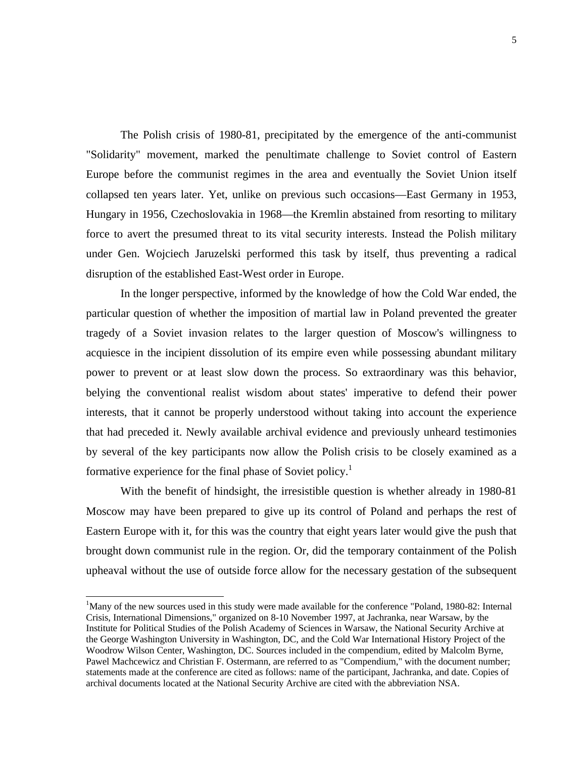The Polish crisis of 1980-81, precipitated by the emergence of the anti-communist "Solidarity" movement, marked the penultimate challenge to Soviet control of Eastern Europe before the communist regimes in the area and eventually the Soviet Union itself collapsed ten years later. Yet, unlike on previous such occasions—East Germany in 1953, Hungary in 1956, Czechoslovakia in 1968—the Kremlin abstained from resorting to military force to avert the presumed threat to its vital security interests. Instead the Polish military under Gen. Wojciech Jaruzelski performed this task by itself, thus preventing a radical disruption of the established East-West order in Europe.

In the longer perspective, informed by the knowledge of how the Cold War ended, the particular question of whether the imposition of martial law in Poland prevented the greater tragedy of a Soviet invasion relates to the larger question of Moscow's willingness to acquiesce in the incipient dissolution of its empire even while possessing abundant military power to prevent or at least slow down the process. So extraordinary was this behavior, belying the conventional realist wisdom about states' imperative to defend their power interests, that it cannot be properly understood without taking into account the experience that had preceded it. Newly available archival evidence and previously unheard testimonies by several of the key participants now allow the Polish crisis to be closely examined as a formative experience for the final phase of Soviet policy.[1]

With the benefit of hindsight, the irresistible question is whether already in 1980-81 Moscow may have been prepared to give up its control of Poland and perhaps the rest of Eastern Europe with it, for this was the country that eight years later would give the push that brought down communist rule in the region. Or, did the temporary containment of the Polish upheaval without the use of outside force allow for the necessary gestation of the subsequent

---

[1]Many of the new sources used in this study were made available for the conference "Poland, 1980-82: Internal Crisis, International Dimensions," organized on 8-10 November 1997, at Jachranka, near Warsaw, by the Institute for Political Studies of the Polish Academy of Sciences in Warsaw, the National Security Archive at the George Washington University in Washington, DC, and the Cold War International History Project of the Woodrow Wilson Center, Washington, DC. Sources included in the compendium, edited by Malcolm Byrne, Pawel Machcewicz and Christian F. Ostermann, are referred to as "Compendium," with the document number; statements made at the conference are cited as follows: name of the participant, Jachranka, and date. Copies of archival documents located at the National Security Archive are cited with the abbreviation NSA.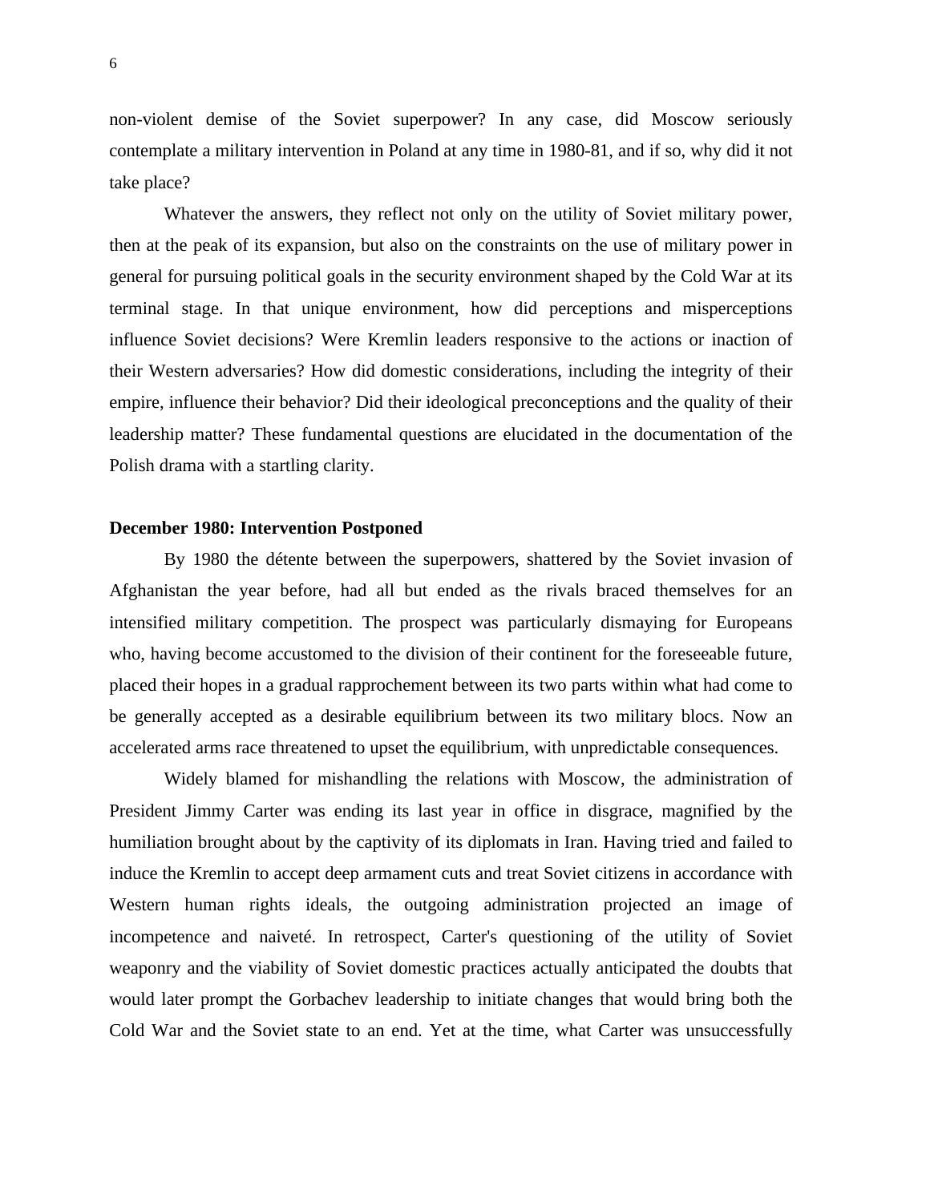non-violent demise of the Soviet superpower? In any case, did Moscow seriously contemplate a military intervention in Poland at any time in 1980-81, and if so, why did it not take place?

Whatever the answers, they reflect not only on the utility of Soviet military power, then at the peak of its expansion, but also on the constraints on the use of military power in general for pursuing political goals in the security environment shaped by the Cold War at its terminal stage. In that unique environment, how did perceptions and misperceptions influence Soviet decisions? Were Kremlin leaders responsive to the actions or inaction of their Western adversaries? How did domestic considerations, including the integrity of their empire, influence their behavior? Did their ideological preconceptions and the quality of their leadership matter? These fundamental questions are elucidated in the documentation of the Polish drama with a startling clarity.

**December 1980: Intervention Postponed**

By 1980 the détente between the superpowers, shattered by the Soviet invasion of Afghanistan the year before, had all but ended as the rivals braced themselves for an intensified military competition. The prospect was particularly dismaying for Europeans who, having become accustomed to the division of their continent for the foreseeable future, placed their hopes in a gradual rapprochement between its two parts within what had come to be generally accepted as a desirable equilibrium between its two military blocs. Now an accelerated arms race threatened to upset the equilibrium, with unpredictable consequences.

Widely blamed for mishandling the relations with Moscow, the administration of President Jimmy Carter was ending its last year in office in disgrace, magnified by the humiliation brought about by the captivity of its diplomats in Iran. Having tried and failed to induce the Kremlin to accept deep armament cuts and treat Soviet citizens in accordance with Western human rights ideals, the outgoing administration projected an image of incompetence and naiveté. In retrospect, Carter's questioning of the utility of Soviet weaponry and the viability of Soviet domestic practices actually anticipated the doubts that would later prompt the Gorbachev leadership to initiate changes that would bring both the Cold War and the Soviet state to an end. Yet at the time, what Carter was unsuccessfully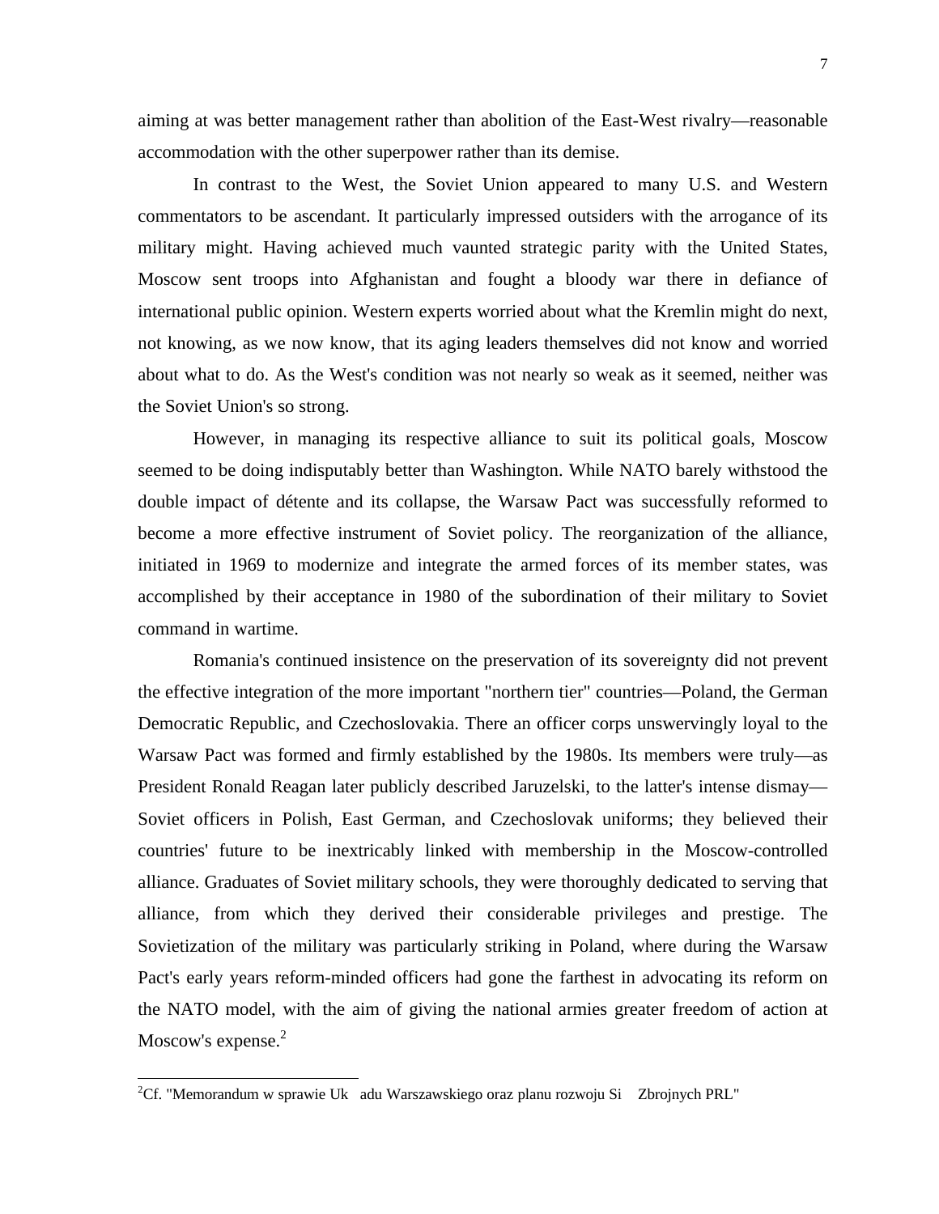aiming at was better management rather than abolition of the East-West rivalry—reasonable accommodation with the other superpower rather than its demise.

In contrast to the West, the Soviet Union appeared to many U.S. and Western commentators to be ascendant. It particularly impressed outsiders with the arrogance of its military might. Having achieved much vaunted strategic parity with the United States, Moscow sent troops into Afghanistan and fought a bloody war there in defiance of international public opinion. Western experts worried about what the Kremlin might do next, not knowing, as we now know, that its aging leaders themselves did not know and worried about what to do. As the West's condition was not nearly so weak as it seemed, neither was the Soviet Union's so strong.

However, in managing its respective alliance to suit its political goals, Moscow seemed to be doing indisputably better than Washington. While NATO barely withstood the double impact of détente and its collapse, the Warsaw Pact was successfully reformed to become a more effective instrument of Soviet policy. The reorganization of the alliance, initiated in 1969 to modernize and integrate the armed forces of its member states, was accomplished by their acceptance in 1980 of the subordination of their military to Soviet command in wartime.

Romania's continued insistence on the preservation of its sovereignty did not prevent the effective integration of the more important "northern tier" countries—Poland, the German Democratic Republic, and Czechoslovakia. There an officer corps unswervingly loyal to the Warsaw Pact was formed and firmly established by the 1980s. Its members were truly—as President Ronald Reagan later publicly described Jaruzelski, to the latter's intense dismay—Soviet officers in Polish, East German, and Czechoslovak uniforms; they believed their countries' future to be inextricably linked with membership in the Moscow-controlled alliance. Graduates of Soviet military schools, they were thoroughly dedicated to serving that alliance, from which they derived their considerable privileges and prestige. The Sovietization of the military was particularly striking in Poland, where during the Warsaw Pact's early years reform-minded officers had gone the farthest in advocating its reform on the NATO model, with the aim of giving the national armies greater freedom of action at Moscow's expense.[2]

---

[2]Cf. "Memorandum w sprawie Uk adu Warszawskiego oraz planu rozwoju Si Zbrojnych PRL"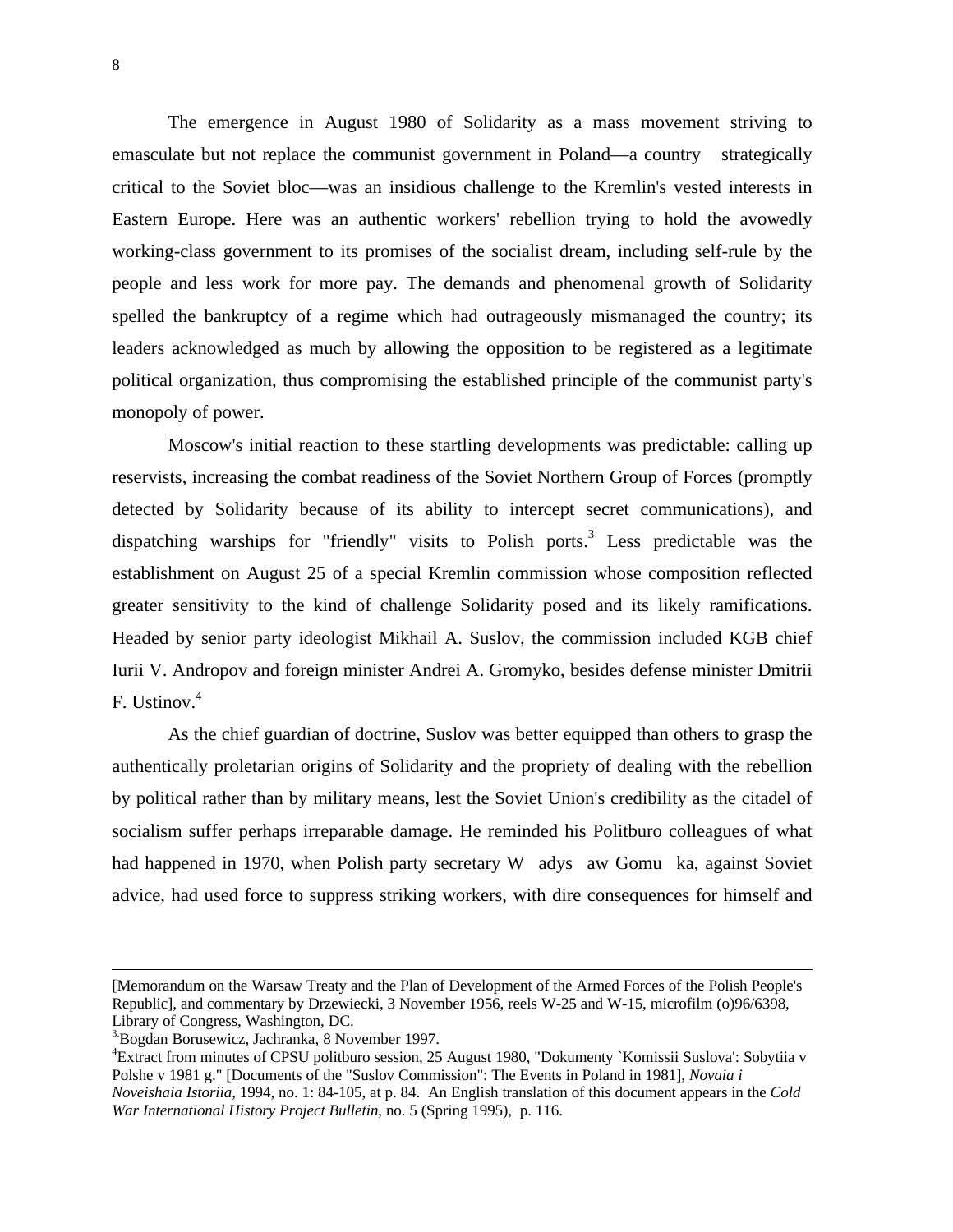The emergence in August 1980 of Solidarity as a mass movement striving to emasculate but not replace the communist government in Poland—a country strategically critical to the Soviet bloc—was an insidious challenge to the Kremlin's vested interests in Eastern Europe. Here was an authentic workers' rebellion trying to hold the avowedly working-class government to its promises of the socialist dream, including self-rule by the people and less work for more pay. The demands and phenomenal growth of Solidarity spelled the bankruptcy of a regime which had outrageously mismanaged the country; its leaders acknowledged as much by allowing the opposition to be registered as a legitimate political organization, thus compromising the established principle of the communist party's monopoly of power.

Moscow's initial reaction to these startling developments was predictable: calling up reservists, increasing the combat readiness of the Soviet Northern Group of Forces (promptly detected by Solidarity because of its ability to intercept secret communications), and dispatching warships for "friendly" visits to Polish ports.[3] Less predictable was the establishment on August 25 of a special Kremlin commission whose composition reflected greater sensitivity to the kind of challenge Solidarity posed and its likely ramifications. Headed by senior party ideologist Mikhail A. Suslov, the commission included KGB chief Iurii V. Andropov and foreign minister Andrei A. Gromyko, besides defense minister Dmitrii F. Ustinov.[4]

As the chief guardian of doctrine, Suslov was better equipped than others to grasp the authentically proletarian origins of Solidarity and the propriety of dealing with the rebellion by political rather than by military means, lest the Soviet Union's credibility as the citadel of socialism suffer perhaps irreparable damage. He reminded his Politburo colleagues of what had happened in 1970, when Polish party secretary Władysław Gomułka, against Soviet advice, had used force to suppress striking workers, with dire consequences for himself and

---

[Memorandum on the Warsaw Treaty and the Plan of Development of the Armed Forces of the Polish People's Republic], and commentary by Drzewiecki, 3 November 1956, reels W-25 and W-15, microfilm (o)96/6398, Library of Congress, Washington, DC.

[3] Bogdan Borusewicz, Jachranka, 8 November 1997.

[4] Extract from minutes of CPSU politburo session, 25 August 1980, "Dokumenty `Komissii Suslova': Sobytiia v Polshe v 1981 g." [Documents of the "Suslov Commission": The Events in Poland in 1981], *Novaia i Noveishaia Istoriia*, 1994, no. 1: 84-105, at p. 84. An English translation of this document appears in the *Cold War International History Project Bulletin*, no. 5 (Spring 1995), p. 116.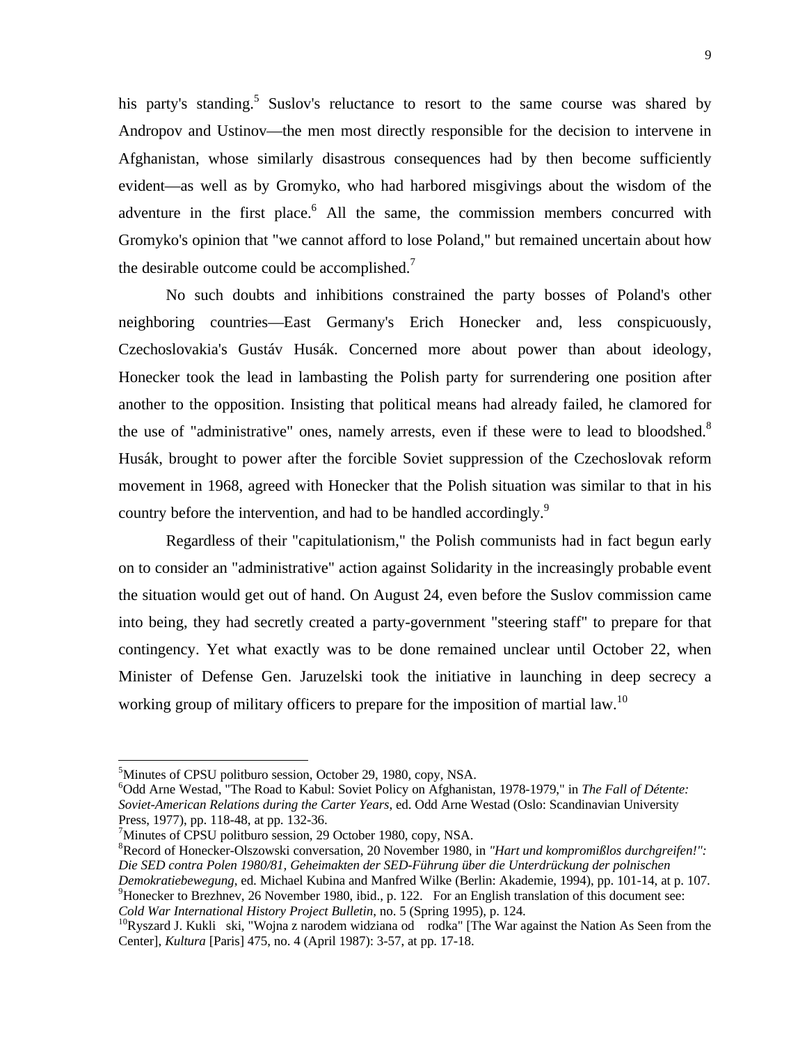his party's standing.[5] Suslov's reluctance to resort to the same course was shared by Andropov and Ustinov—the men most directly responsible for the decision to intervene in Afghanistan, whose similarly disastrous consequences had by then become sufficiently evident—as well as by Gromyko, who had harbored misgivings about the wisdom of the adventure in the first place.[6] All the same, the commission members concurred with Gromyko's opinion that "we cannot afford to lose Poland," but remained uncertain about how the desirable outcome could be accomplished.[7]

No such doubts and inhibitions constrained the party bosses of Poland's other neighboring countries—East Germany's Erich Honecker and, less conspicuously, Czechoslovakia's Gustáv Husák. Concerned more about power than about ideology, Honecker took the lead in lambasting the Polish party for surrendering one position after another to the opposition. Insisting that political means had already failed, he clamored for the use of "administrative" ones, namely arrests, even if these were to lead to bloodshed.[8] Husák, brought to power after the forcible Soviet suppression of the Czechoslovak reform movement in 1968, agreed with Honecker that the Polish situation was similar to that in his country before the intervention, and had to be handled accordingly.[9]

Regardless of their "capitulationism," the Polish communists had in fact begun early on to consider an "administrative" action against Solidarity in the increasingly probable event the situation would get out of hand. On August 24, even before the Suslov commission came into being, they had secretly created a party-government "steering staff" to prepare for that contingency. Yet what exactly was to be done remained unclear until October 22, when Minister of Defense Gen. Jaruzelski took the initiative in launching in deep secrecy a working group of military officers to prepare for the imposition of martial law.[10]

---

[5] Minutes of CPSU politburo session, October 29, 1980, copy, NSA.

[6] Odd Arne Westad, "The Road to Kabul: Soviet Policy on Afghanistan, 1978-1979," in *The Fall of Détente: Soviet-American Relations during the Carter Years*, ed. Odd Arne Westad (Oslo: Scandinavian University Press, 1977), pp. 118-48, at pp. 132-36.

[7] Minutes of CPSU politburo session, 29 October 1980, copy, NSA.

[8] Record of Honecker-Olszowski conversation, 20 November 1980, in *"Hart und kompromißlos durchgreifen!": Die SED contra Polen 1980/81, Geheimakten der SED-Führung über die Unterdrückung der polnischen Demokratiebewegung*, ed. Michael Kubina and Manfred Wilke (Berlin: Akademie, 1994), pp. 101-14, at p. 107.

[9] Honecker to Brezhnev, 26 November 1980, ibid., p. 122. For an English translation of this document see: *Cold War International History Project Bulletin*, no. 5 (Spring 1995), p. 124.

[10] Ryszard J. Kukli ski, "Wojna z narodem widziana od rodka" [The War against the Nation As Seen from the Center], *Kultura* [Paris] 475, no. 4 (April 1987): 3-57, at pp. 17-18.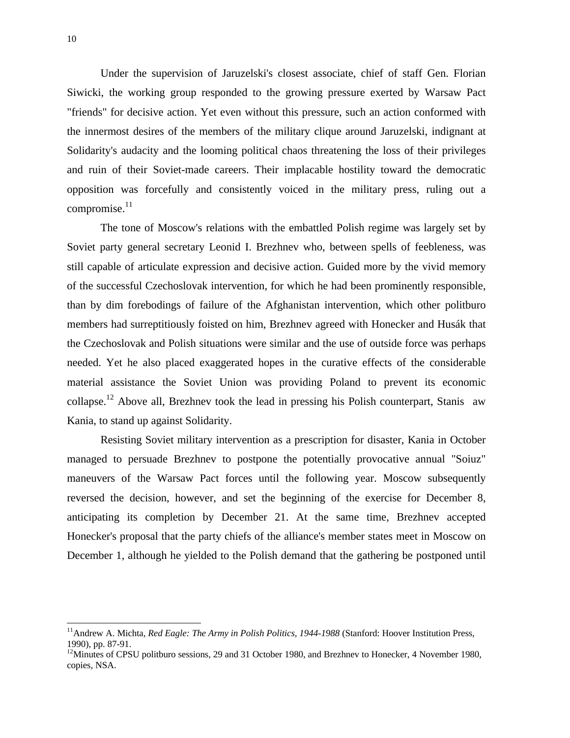Under the supervision of Jaruzelski's closest associate, chief of staff Gen. Florian Siwicki, the working group responded to the growing pressure exerted by Warsaw Pact "friends" for decisive action. Yet even without this pressure, such an action conformed with the innermost desires of the members of the military clique around Jaruzelski, indignant at Solidarity's audacity and the looming political chaos threatening the loss of their privileges and ruin of their Soviet-made careers. Their implacable hostility toward the democratic opposition was forcefully and consistently voiced in the military press, ruling out a compromise.[11]

The tone of Moscow's relations with the embattled Polish regime was largely set by Soviet party general secretary Leonid I. Brezhnev who, between spells of feebleness, was still capable of articulate expression and decisive action. Guided more by the vivid memory of the successful Czechoslovak intervention, for which he had been prominently responsible, than by dim forebodings of failure of the Afghanistan intervention, which other politburo members had surreptitiously foisted on him, Brezhnev agreed with Honecker and Husák that the Czechoslovak and Polish situations were similar and the use of outside force was perhaps needed. Yet he also placed exaggerated hopes in the curative effects of the considerable material assistance the Soviet Union was providing Poland to prevent its economic collapse.[12] Above all, Brezhnev took the lead in pressing his Polish counterpart, Stanis aw Kania, to stand up against Solidarity.

Resisting Soviet military intervention as a prescription for disaster, Kania in October managed to persuade Brezhnev to postpone the potentially provocative annual "Soiuz" maneuvers of the Warsaw Pact forces until the following year. Moscow subsequently reversed the decision, however, and set the beginning of the exercise for December 8, anticipating its completion by December 21. At the same time, Brezhnev accepted Honecker's proposal that the party chiefs of the alliance's member states meet in Moscow on December 1, although he yielded to the Polish demand that the gathering be postponed until

---

[11] Andrew A. Michta, *Red Eagle: The Army in Polish Politics, 1944-1988* (Stanford: Hoover Institution Press, 1990), pp. 87-91.

[12] Minutes of CPSU politburo sessions, 29 and 31 October 1980, and Brezhnev to Honecker, 4 November 1980, copies, NSA.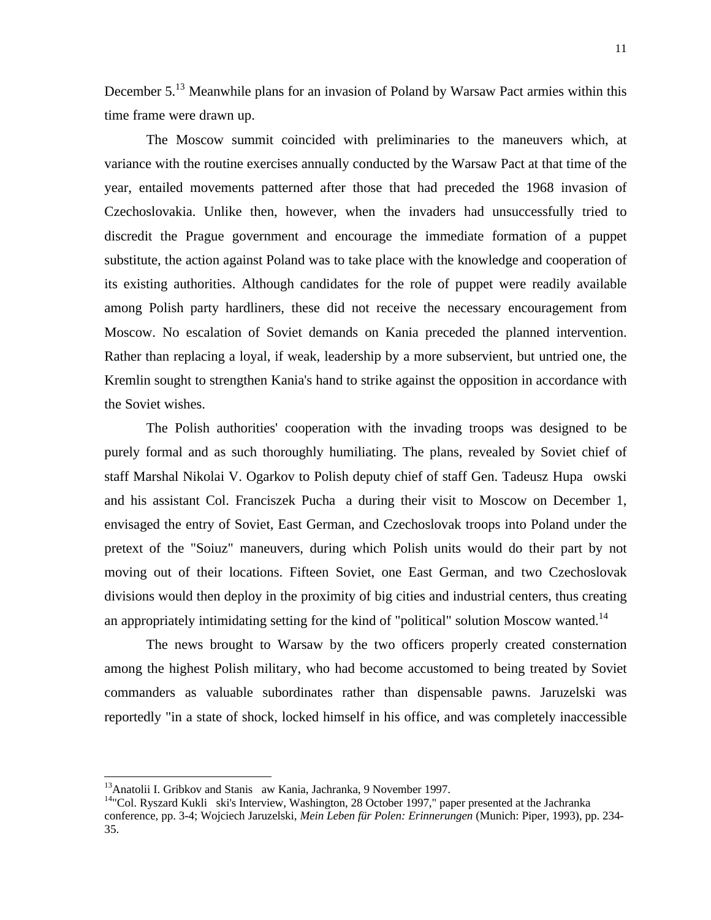December 5.[13] Meanwhile plans for an invasion of Poland by Warsaw Pact armies within this time frame were drawn up.

The Moscow summit coincided with preliminaries to the maneuvers which, at variance with the routine exercises annually conducted by the Warsaw Pact at that time of the year, entailed movements patterned after those that had preceded the 1968 invasion of Czechoslovakia. Unlike then, however, when the invaders had unsuccessfully tried to discredit the Prague government and encourage the immediate formation of a puppet substitute, the action against Poland was to take place with the knowledge and cooperation of its existing authorities. Although candidates for the role of puppet were readily available among Polish party hardliners, these did not receive the necessary encouragement from Moscow. No escalation of Soviet demands on Kania preceded the planned intervention. Rather than replacing a loyal, if weak, leadership by a more subservient, but untried one, the Kremlin sought to strengthen Kania's hand to strike against the opposition in accordance with the Soviet wishes.

The Polish authorities' cooperation with the invading troops was designed to be purely formal and as such thoroughly humiliating. The plans, revealed by Soviet chief of staff Marshal Nikolai V. Ogarkov to Polish deputy chief of staff Gen. Tadeusz Hupałowski and his assistant Col. Franciszek Puchała during their visit to Moscow on December 1, envisaged the entry of Soviet, East German, and Czechoslovak troops into Poland under the pretext of the "Soiuz" maneuvers, during which Polish units would do their part by not moving out of their locations. Fifteen Soviet, one East German, and two Czechoslovak divisions would then deploy in the proximity of big cities and industrial centers, thus creating an appropriately intimidating setting for the kind of "political" solution Moscow wanted.[14]

The news brought to Warsaw by the two officers properly created consternation among the highest Polish military, who had become accustomed to being treated by Soviet commanders as valuable subordinates rather than dispensable pawns. Jaruzelski was reportedly "in a state of shock, locked himself in his office, and was completely inaccessible

---

[13] Anatolii I. Gribkov and Stanisław Kania, Jachranka, 9 November 1997.

[14] "Col. Ryszard Kukliński's Interview, Washington, 28 October 1997," paper presented at the Jachranka conference, pp. 3-4; Wojciech Jaruzelski, *Mein Leben für Polen: Erinnerungen* (Munich: Piper, 1993), pp. 234-35.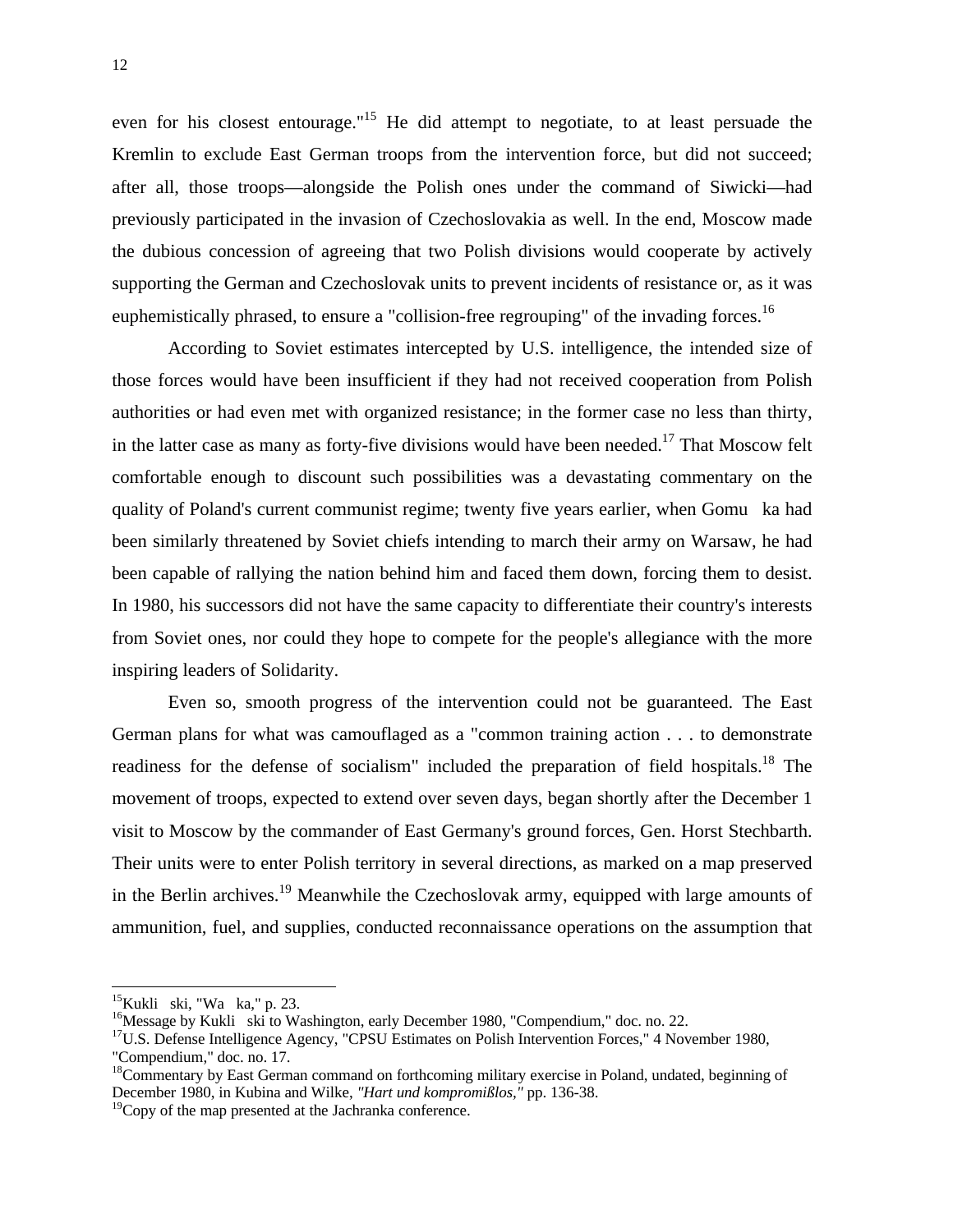even for his closest entourage."[15] He did attempt to negotiate, to at least persuade the Kremlin to exclude East German troops from the intervention force, but did not succeed; after all, those troops—alongside the Polish ones under the command of Siwicki—had previously participated in the invasion of Czechoslovakia as well. In the end, Moscow made the dubious concession of agreeing that two Polish divisions would cooperate by actively supporting the German and Czechoslovak units to prevent incidents of resistance or, as it was euphemistically phrased, to ensure a "collision-free regrouping" of the invading forces.[16]

According to Soviet estimates intercepted by U.S. intelligence, the intended size of those forces would have been insufficient if they had not received cooperation from Polish authorities or had even met with organized resistance; in the former case no less than thirty, in the latter case as many as forty-five divisions would have been needed.[17] That Moscow felt comfortable enough to discount such possibilities was a devastating commentary on the quality of Poland's current communist regime; twenty five years earlier, when Gomu ka had been similarly threatened by Soviet chiefs intending to march their army on Warsaw, he had been capable of rallying the nation behind him and faced them down, forcing them to desist. In 1980, his successors did not have the same capacity to differentiate their country's interests from Soviet ones, nor could they hope to compete for the people's allegiance with the more inspiring leaders of Solidarity.

Even so, smooth progress of the intervention could not be guaranteed. The East German plans for what was camouflaged as a "common training action . . . to demonstrate readiness for the defense of socialism" included the preparation of field hospitals.[18] The movement of troops, expected to extend over seven days, began shortly after the December 1 visit to Moscow by the commander of East Germany's ground forces, Gen. Horst Stechbarth. Their units were to enter Polish territory in several directions, as marked on a map preserved in the Berlin archives.[19] Meanwhile the Czechoslovak army, equipped with large amounts of ammunition, fuel, and supplies, conducted reconnaissance operations on the assumption that

---

[15]Kukli ski, "Wa ka," p. 23.

[16]Message by Kukli ski to Washington, early December 1980, "Compendium," doc. no. 22.

[17]U.S. Defense Intelligence Agency, "CPSU Estimates on Polish Intervention Forces," 4 November 1980, "Compendium," doc. no. 17.

[18]Commentary by East German command on forthcoming military exercise in Poland, undated, beginning of December 1980, in Kubina and Wilke, *"Hart und kompromißlos,"* pp. 136-38.

[19]Copy of the map presented at the Jachranka conference.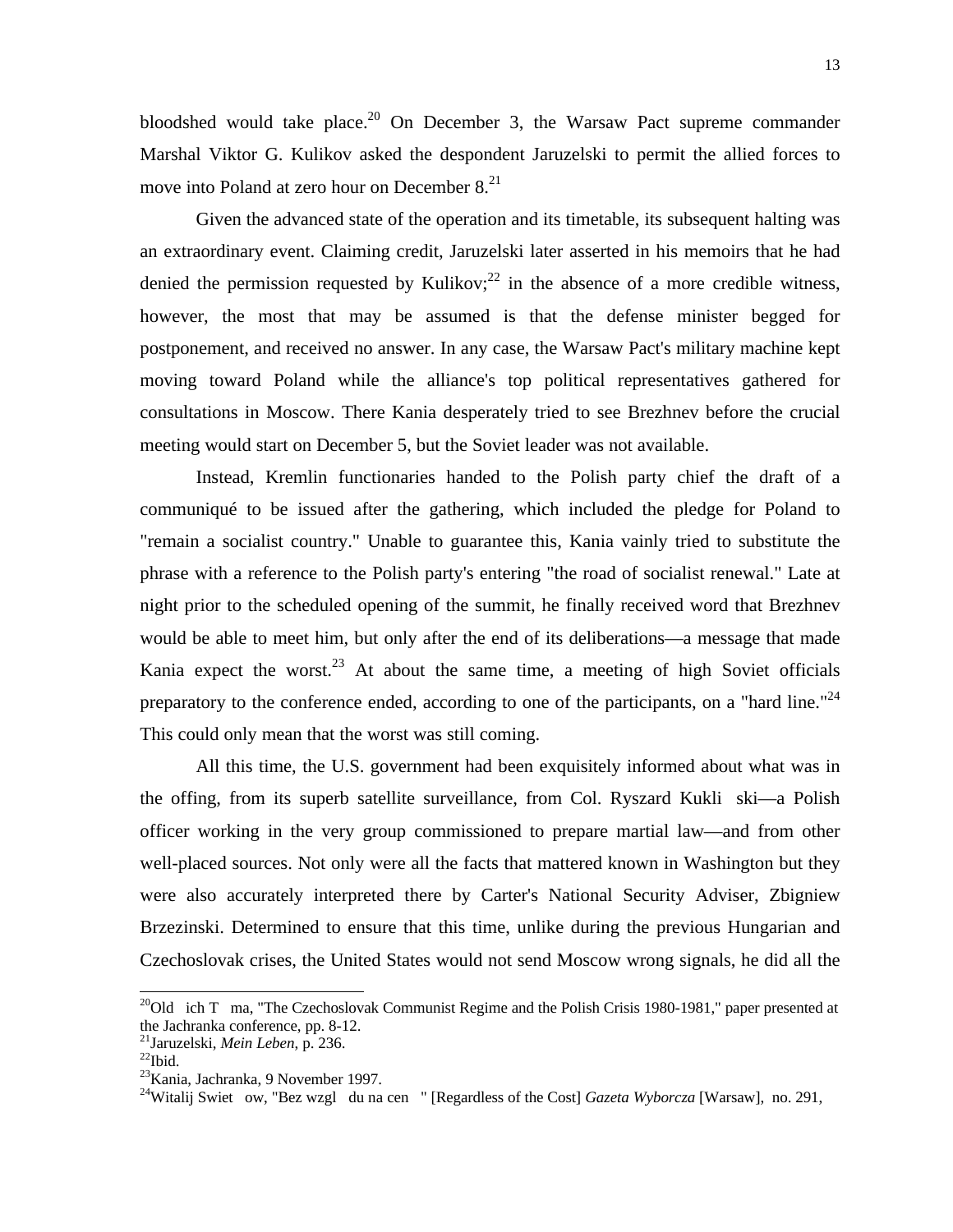bloodshed would take place.[20] On December 3, the Warsaw Pact supreme commander Marshal Viktor G. Kulikov asked the despondent Jaruzelski to permit the allied forces to move into Poland at zero hour on December 8.[21]

Given the advanced state of the operation and its timetable, its subsequent halting was an extraordinary event. Claiming credit, Jaruzelski later asserted in his memoirs that he had denied the permission requested by Kulikov;[22] in the absence of a more credible witness, however, the most that may be assumed is that the defense minister begged for postponement, and received no answer. In any case, the Warsaw Pact's military machine kept moving toward Poland while the alliance's top political representatives gathered for consultations in Moscow. There Kania desperately tried to see Brezhnev before the crucial meeting would start on December 5, but the Soviet leader was not available.

Instead, Kremlin functionaries handed to the Polish party chief the draft of a communiqué to be issued after the gathering, which included the pledge for Poland to "remain a socialist country." Unable to guarantee this, Kania vainly tried to substitute the phrase with a reference to the Polish party's entering "the road of socialist renewal." Late at night prior to the scheduled opening of the summit, he finally received word that Brezhnev would be able to meet him, but only after the end of its deliberations—a message that made Kania expect the worst.[23] At about the same time, a meeting of high Soviet officials preparatory to the conference ended, according to one of the participants, on a "hard line."[24] This could only mean that the worst was still coming.

All this time, the U.S. government had been exquisitely informed about what was in the offing, from its superb satellite surveillance, from Col. Ryszard Kukli ski—a Polish officer working in the very group commissioned to prepare martial law—and from other well-placed sources. Not only were all the facts that mattered known in Washington but they were also accurately interpreted there by Carter's National Security Adviser, Zbigniew Brzezinski. Determined to ensure that this time, unlike during the previous Hungarian and Czechoslovak crises, the United States would not send Moscow wrong signals, he did all the

[20]Old ich T ma, "The Czechoslovak Communist Regime and the Polish Crisis 1980-1981," paper presented at the Jachranka conference, pp. 8-12.
[21]Jaruzelski, *Mein Leben*, p. 236.
[22]Ibid.
[23]Kania, Jachranka, 9 November 1997.
[24]Witalij Swiet ow, "Bez wzgl du na cen " [Regardless of the Cost] *Gazeta Wyborcza* [Warsaw], no. 291,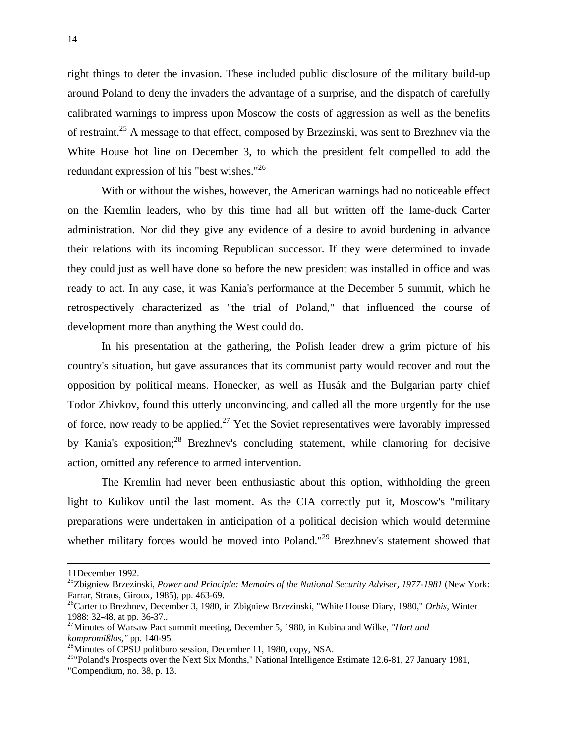right things to deter the invasion. These included public disclosure of the military build-up around Poland to deny the invaders the advantage of a surprise, and the dispatch of carefully calibrated warnings to impress upon Moscow the costs of aggression as well as the benefits of restraint.[25] A message to that effect, composed by Brzezinski, was sent to Brezhnev via the White House hot line on December 3, to which the president felt compelled to add the redundant expression of his "best wishes."[26]

With or without the wishes, however, the American warnings had no noticeable effect on the Kremlin leaders, who by this time had all but written off the lame-duck Carter administration. Nor did they give any evidence of a desire to avoid burdening in advance their relations with its incoming Republican successor. If they were determined to invade they could just as well have done so before the new president was installed in office and was ready to act. In any case, it was Kania's performance at the December 5 summit, which he retrospectively characterized as "the trial of Poland," that influenced the course of development more than anything the West could do.

In his presentation at the gathering, the Polish leader drew a grim picture of his country's situation, but gave assurances that its communist party would recover and rout the opposition by political means. Honecker, as well as Husák and the Bulgarian party chief Todor Zhivkov, found this utterly unconvincing, and called all the more urgently for the use of force, now ready to be applied.[27] Yet the Soviet representatives were favorably impressed by Kania's exposition;[28] Brezhnev's concluding statement, while clamoring for decisive action, omitted any reference to armed intervention.

The Kremlin had never been enthusiastic about this option, withholding the green light to Kulikov until the last moment. As the CIA correctly put it, Moscow's "military preparations were undertaken in anticipation of a political decision which would determine whether military forces would be moved into Poland."[29] Brezhnev's statement showed that

---

11December 1992.

[25]Zbigniew Brzezinski, *Power and Principle: Memoirs of the National Security Adviser, 1977-1981* (New York: Farrar, Straus, Giroux, 1985), pp. 463-69.

[26]Carter to Brezhnev, December 3, 1980, in Zbigniew Brzezinski, "White House Diary, 1980," *Orbis*, Winter 1988: 32-48, at pp. 36-37..

[27]Minutes of Warsaw Pact summit meeting, December 5, 1980, in Kubina and Wilke, *"Hart und kompromißlos,"* pp. 140-95.

[28]Minutes of CPSU politburo session, December 11, 1980, copy, NSA.

[29]"Poland's Prospects over the Next Six Months," National Intelligence Estimate 12.6-81, 27 January 1981, "Compendium, no. 38, p. 13.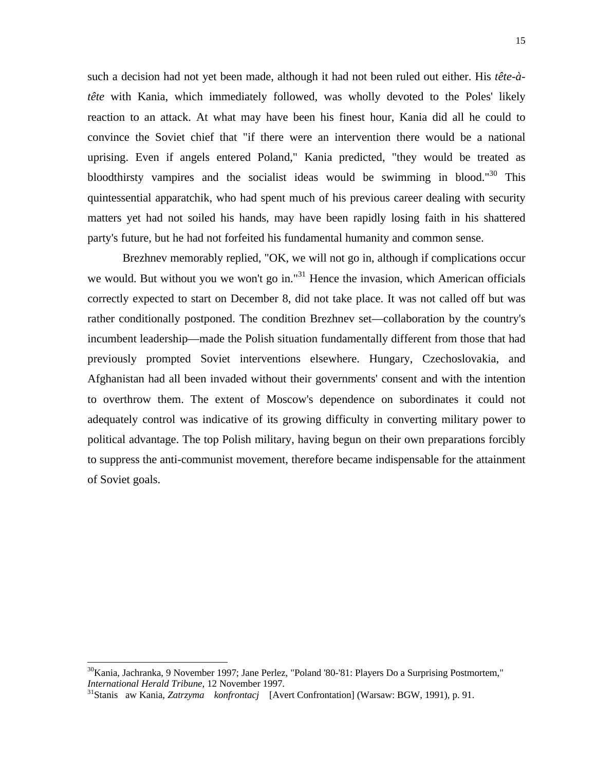such a decision had not yet been made, although it had not been ruled out either. His *tête-à-tête* with Kania, which immediately followed, was wholly devoted to the Poles' likely reaction to an attack. At what may have been his finest hour, Kania did all he could to convince the Soviet chief that "if there were an intervention there would be a national uprising. Even if angels entered Poland," Kania predicted, "they would be treated as bloodthirsty vampires and the socialist ideas would be swimming in blood."[30] This quintessential apparatchik, who had spent much of his previous career dealing with security matters yet had not soiled his hands, may have been rapidly losing faith in his shattered party's future, but he had not forfeited his fundamental humanity and common sense.

Brezhnev memorably replied, "OK, we will not go in, although if complications occur we would. But without you we won't go in."[31] Hence the invasion, which American officials correctly expected to start on December 8, did not take place. It was not called off but was rather conditionally postponed. The condition Brezhnev set—collaboration by the country's incumbent leadership—made the Polish situation fundamentally different from those that had previously prompted Soviet interventions elsewhere. Hungary, Czechoslovakia, and Afghanistan had all been invaded without their governments' consent and with the intention to overthrow them. The extent of Moscow's dependence on subordinates it could not adequately control was indicative of its growing difficulty in converting military power to political advantage. The top Polish military, having begun on their own preparations forcibly to suppress the anti-communist movement, therefore became indispensable for the attainment of Soviet goals.

---

[30] Kania, Jachranka, 9 November 1997; Jane Perlez, "Poland '80-'81: Players Do a Surprising Postmortem," *International Herald Tribune*, 12 November 1997.

[31] Stanis aw Kania, *Zatrzyma konfrontacj* [Avert Confrontation] (Warsaw: BGW, 1991), p. 91.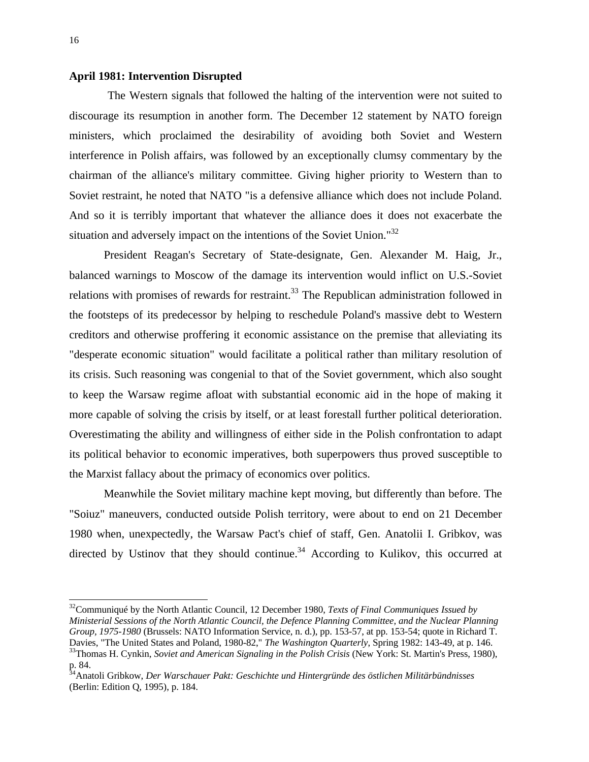**April 1981: Intervention Disrupted**

The Western signals that followed the halting of the intervention were not suited to discourage its resumption in another form. The December 12 statement by NATO foreign ministers, which proclaimed the desirability of avoiding both Soviet and Western interference in Polish affairs, was followed by an exceptionally clumsy commentary by the chairman of the alliance's military committee. Giving higher priority to Western than to Soviet restraint, he noted that NATO "is a defensive alliance which does not include Poland. And so it is terribly important that whatever the alliance does it does not exacerbate the situation and adversely impact on the intentions of the Soviet Union."[32]

President Reagan's Secretary of State-designate, Gen. Alexander M. Haig, Jr., balanced warnings to Moscow of the damage its intervention would inflict on U.S.-Soviet relations with promises of rewards for restraint.[33] The Republican administration followed in the footsteps of its predecessor by helping to reschedule Poland's massive debt to Western creditors and otherwise proffering it economic assistance on the premise that alleviating its "desperate economic situation" would facilitate a political rather than military resolution of its crisis. Such reasoning was congenial to that of the Soviet government, which also sought to keep the Warsaw regime afloat with substantial economic aid in the hope of making it more capable of solving the crisis by itself, or at least forestall further political deterioration. Overestimating the ability and willingness of either side in the Polish confrontation to adapt its political behavior to economic imperatives, both superpowers thus proved susceptible to the Marxist fallacy about the primacy of economics over politics.

Meanwhile the Soviet military machine kept moving, but differently than before. The "Soiuz" maneuvers, conducted outside Polish territory, were about to end on 21 December 1980 when, unexpectedly, the Warsaw Pact's chief of staff, Gen. Anatolii I. Gribkov, was directed by Ustinov that they should continue.[34] According to Kulikov, this occurred at

---

[32]Communiqué by the North Atlantic Council, 12 December 1980, *Texts of Final Communiques Issued by Ministerial Sessions of the North Atlantic Council, the Defence Planning Committee, and the Nuclear Planning Group, 1975-1980* (Brussels: NATO Information Service, n. d.), pp. 153-57, at pp. 153-54; quote in Richard T. Davies, "The United States and Poland, 1980-82," *The Washington Quarterly*, Spring 1982: 143-49, at p. 146.

[33]Thomas H. Cynkin, *Soviet and American Signaling in the Polish Crisis* (New York: St. Martin's Press, 1980), p. 84.

[34]Anatoli Gribkow, *Der Warschauer Pakt: Geschichte und Hintergründe des östlichen Militärbündnisses* (Berlin: Edition Q, 1995), p. 184.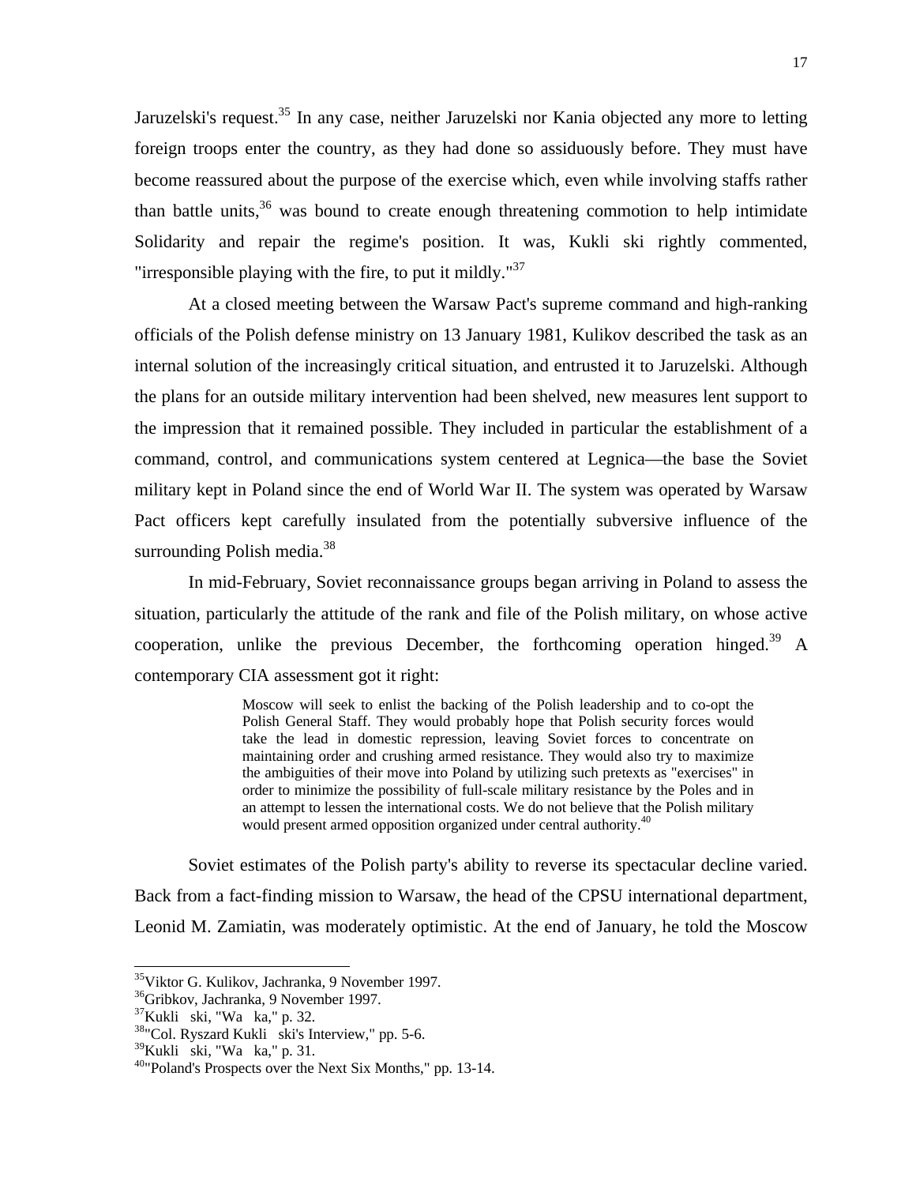Jaruzelski's request.[35] In any case, neither Jaruzelski nor Kania objected any more to letting foreign troops enter the country, as they had done so assiduously before. They must have become reassured about the purpose of the exercise which, even while involving staffs rather than battle units,[36] was bound to create enough threatening commotion to help intimidate Solidarity and repair the regime's position. It was, Kukli ski rightly commented, "irresponsible playing with the fire, to put it mildly."[37]

At a closed meeting between the Warsaw Pact's supreme command and high-ranking officials of the Polish defense ministry on 13 January 1981, Kulikov described the task as an internal solution of the increasingly critical situation, and entrusted it to Jaruzelski. Although the plans for an outside military intervention had been shelved, new measures lent support to the impression that it remained possible. They included in particular the establishment of a command, control, and communications system centered at Legnica—the base the Soviet military kept in Poland since the end of World War II. The system was operated by Warsaw Pact officers kept carefully insulated from the potentially subversive influence of the surrounding Polish media.[38]

In mid-February, Soviet reconnaissance groups began arriving in Poland to assess the situation, particularly the attitude of the rank and file of the Polish military, on whose active cooperation, unlike the previous December, the forthcoming operation hinged.[39] A contemporary CIA assessment got it right:

> Moscow will seek to enlist the backing of the Polish leadership and to co-opt the Polish General Staff. They would probably hope that Polish security forces would take the lead in domestic repression, leaving Soviet forces to concentrate on maintaining order and crushing armed resistance. They would also try to maximize the ambiguities of their move into Poland by utilizing such pretexts as "exercises" in order to minimize the possibility of full-scale military resistance by the Poles and in an attempt to lessen the international costs. We do not believe that the Polish military would present armed opposition organized under central authority.[40]

Soviet estimates of the Polish party's ability to reverse its spectacular decline varied. Back from a fact-finding mission to Warsaw, the head of the CPSU international department, Leonid M. Zamiatin, was moderately optimistic. At the end of January, he told the Moscow

---

[35] Viktor G. Kulikov, Jachranka, 9 November 1997.
[36] Gribkov, Jachranka, 9 November 1997.
[37] Kukli ski, "Wa ka," p. 32.
[38] "Col. Ryszard Kukli ski's Interview," pp. 5-6.
[39] Kukli ski, "Wa ka," p. 31.
[40] "Poland's Prospects over the Next Six Months," pp. 13-14.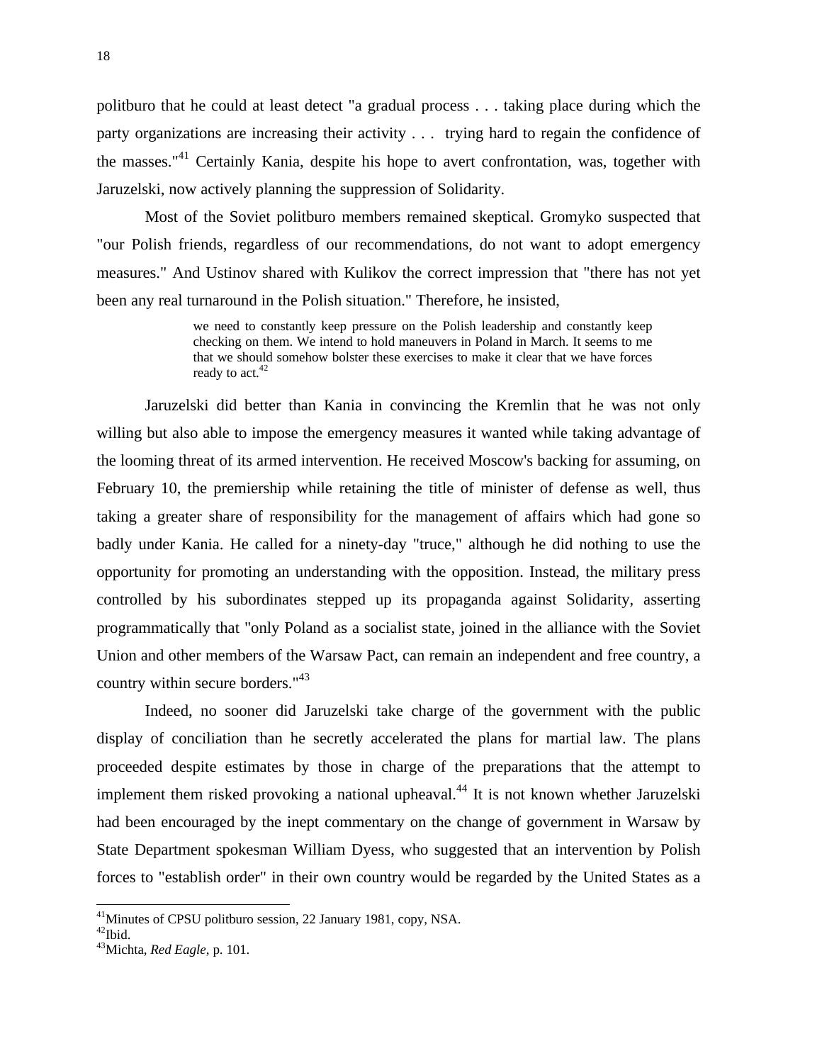politburo that he could at least detect "a gradual process . . . taking place during which the party organizations are increasing their activity . . . trying hard to regain the confidence of the masses."[41] Certainly Kania, despite his hope to avert confrontation, was, together with Jaruzelski, now actively planning the suppression of Solidarity.

Most of the Soviet politburo members remained skeptical. Gromyko suspected that "our Polish friends, regardless of our recommendations, do not want to adopt emergency measures." And Ustinov shared with Kulikov the correct impression that "there has not yet been any real turnaround in the Polish situation." Therefore, he insisted,

> we need to constantly keep pressure on the Polish leadership and constantly keep checking on them. We intend to hold maneuvers in Poland in March. It seems to me that we should somehow bolster these exercises to make it clear that we have forces ready to act.[42]

Jaruzelski did better than Kania in convincing the Kremlin that he was not only willing but also able to impose the emergency measures it wanted while taking advantage of the looming threat of its armed intervention. He received Moscow's backing for assuming, on February 10, the premiership while retaining the title of minister of defense as well, thus taking a greater share of responsibility for the management of affairs which had gone so badly under Kania. He called for a ninety-day "truce," although he did nothing to use the opportunity for promoting an understanding with the opposition. Instead, the military press controlled by his subordinates stepped up its propaganda against Solidarity, asserting programmatically that "only Poland as a socialist state, joined in the alliance with the Soviet Union and other members of the Warsaw Pact, can remain an independent and free country, a country within secure borders."[43]

Indeed, no sooner did Jaruzelski take charge of the government with the public display of conciliation than he secretly accelerated the plans for martial law. The plans proceeded despite estimates by those in charge of the preparations that the attempt to implement them risked provoking a national upheaval.[44] It is not known whether Jaruzelski had been encouraged by the inept commentary on the change of government in Warsaw by State Department spokesman William Dyess, who suggested that an intervention by Polish forces to "establish order" in their own country would be regarded by the United States as a

---

[41]Minutes of CPSU politburo session, 22 January 1981, copy, NSA.
[42]Ibid.
[43]Michta, *Red Eagle*, p. 101.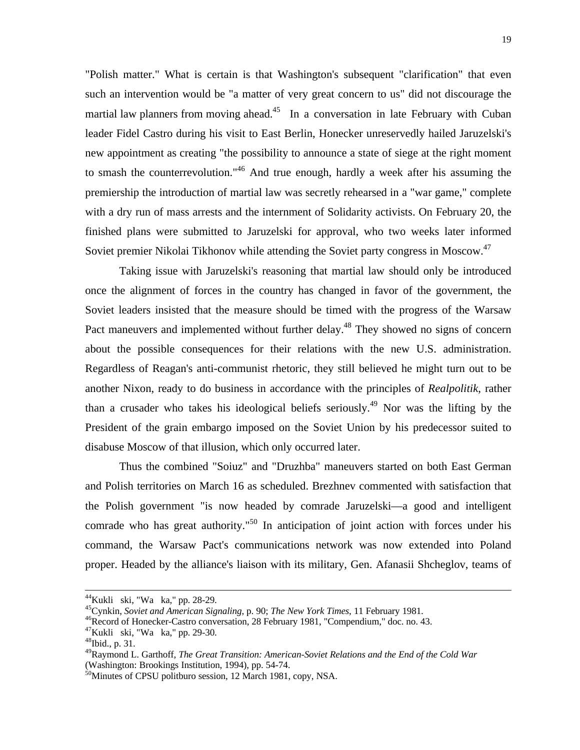"Polish matter." What is certain is that Washington's subsequent "clarification" that even such an intervention would be "a matter of very great concern to us" did not discourage the martial law planners from moving ahead.[45] In a conversation in late February with Cuban leader Fidel Castro during his visit to East Berlin, Honecker unreservedly hailed Jaruzelski's new appointment as creating "the possibility to announce a state of siege at the right moment to smash the counterrevolution."[46] And true enough, hardly a week after his assuming the premiership the introduction of martial law was secretly rehearsed in a "war game," complete with a dry run of mass arrests and the internment of Solidarity activists. On February 20, the finished plans were submitted to Jaruzelski for approval, who two weeks later informed Soviet premier Nikolai Tikhonov while attending the Soviet party congress in Moscow.[47]

Taking issue with Jaruzelski's reasoning that martial law should only be introduced once the alignment of forces in the country has changed in favor of the government, the Soviet leaders insisted that the measure should be timed with the progress of the Warsaw Pact maneuvers and implemented without further delay.[48] They showed no signs of concern about the possible consequences for their relations with the new U.S. administration. Regardless of Reagan's anti-communist rhetoric, they still believed he might turn out to be another Nixon, ready to do business in accordance with the principles of *Realpolitik,* rather than a crusader who takes his ideological beliefs seriously.[49] Nor was the lifting by the President of the grain embargo imposed on the Soviet Union by his predecessor suited to disabuse Moscow of that illusion, which only occurred later.

Thus the combined "Soiuz" and "Druzhba" maneuvers started on both East German and Polish territories on March 16 as scheduled. Brezhnev commented with satisfaction that the Polish government "is now headed by comrade Jaruzelski—a good and intelligent comrade who has great authority."[50] In anticipation of joint action with forces under his command, the Warsaw Pact's communications network was now extended into Poland proper. Headed by the alliance's liaison with its military, Gen. Afanasii Shcheglov, teams of

---

[44]Kukli ski, "Wa ka," pp. 28-29.
[45]Cynkin, *Soviet and American Signaling*, p. 90; *The New York Times*, 11 February 1981.
[46]Record of Honecker-Castro conversation, 28 February 1981, "Compendium," doc. no. 43.
[47]Kukli ski, "Wa ka," pp. 29-30.
[48]Ibid., p. 31.
[49]Raymond L. Garthoff, *The Great Transition: American-Soviet Relations and the End of the Cold War* (Washington: Brookings Institution, 1994), pp. 54-74.
[50]Minutes of CPSU politburo session, 12 March 1981, copy, NSA.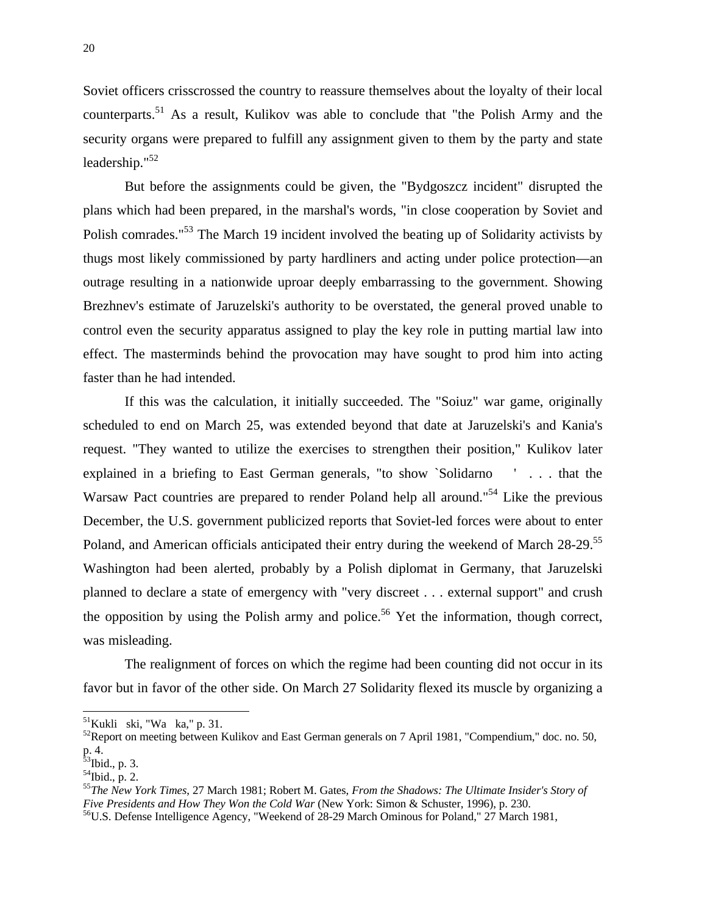Soviet officers crisscrossed the country to reassure themselves about the loyalty of their local counterparts.[51] As a result, Kulikov was able to conclude that "the Polish Army and the security organs were prepared to fulfill any assignment given to them by the party and state leadership."[52]

But before the assignments could be given, the "Bydgoszcz incident" disrupted the plans which had been prepared, in the marshal's words, "in close cooperation by Soviet and Polish comrades."[53] The March 19 incident involved the beating up of Solidarity activists by thugs most likely commissioned by party hardliners and acting under police protection—an outrage resulting in a nationwide uproar deeply embarrassing to the government. Showing Brezhnev's estimate of Jaruzelski's authority to be overstated, the general proved unable to control even the security apparatus assigned to play the key role in putting martial law into effect. The masterminds behind the provocation may have sought to prod him into acting faster than he had intended.

If this was the calculation, it initially succeeded. The "Soiuz" war game, originally scheduled to end on March 25, was extended beyond that date at Jaruzelski's and Kania's request. "They wanted to utilize the exercises to strengthen their position," Kulikov later explained in a briefing to East German generals, "to show `Solidarno ' . . . that the Warsaw Pact countries are prepared to render Poland help all around."[54] Like the previous December, the U.S. government publicized reports that Soviet-led forces were about to enter Poland, and American officials anticipated their entry during the weekend of March 28-29.[55] Washington had been alerted, probably by a Polish diplomat in Germany, that Jaruzelski planned to declare a state of emergency with "very discreet . . . external support" and crush the opposition by using the Polish army and police.[56] Yet the information, though correct, was misleading.

The realignment of forces on which the regime had been counting did not occur in its favor but in favor of the other side. On March 27 Solidarity flexed its muscle by organizing a

---

[51] Kukli ski, "Wa ka," p. 31.

[52] Report on meeting between Kulikov and East German generals on 7 April 1981, "Compendium," doc. no. 50, p. 4.

[53] Ibid., p. 3.

[54] Ibid., p. 2.

[55] *The New York Times*, 27 March 1981; Robert M. Gates, *From the Shadows: The Ultimate Insider's Story of Five Presidents and How They Won the Cold War* (New York: Simon & Schuster, 1996), p. 230.

[56] U.S. Defense Intelligence Agency, "Weekend of 28-29 March Ominous for Poland," 27 March 1981,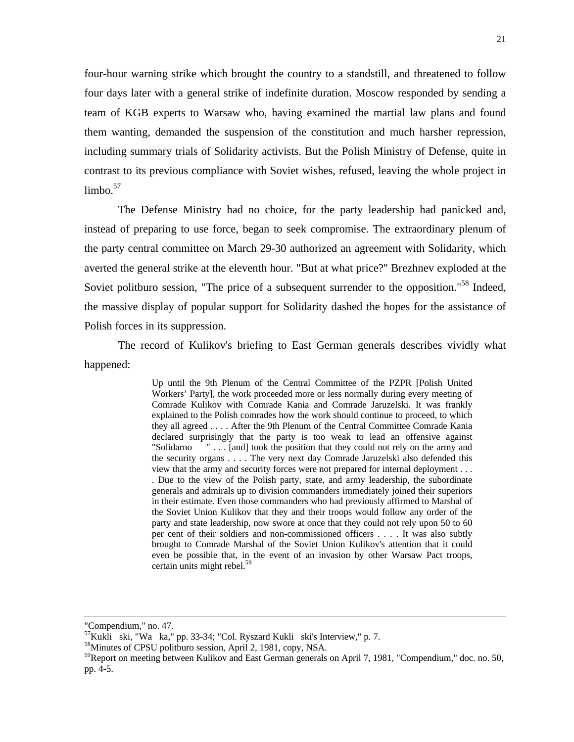four-hour warning strike which brought the country to a standstill, and threatened to follow four days later with a general strike of indefinite duration. Moscow responded by sending a team of KGB experts to Warsaw who, having examined the martial law plans and found them wanting, demanded the suspension of the constitution and much harsher repression, including summary trials of Solidarity activists. But the Polish Ministry of Defense, quite in contrast to its previous compliance with Soviet wishes, refused, leaving the whole project in limbo.[57]

The Defense Ministry had no choice, for the party leadership had panicked and, instead of preparing to use force, began to seek compromise. The extraordinary plenum of the party central committee on March 29-30 authorized an agreement with Solidarity, which averted the general strike at the eleventh hour. "But at what price?" Brezhnev exploded at the Soviet politburo session, "The price of a subsequent surrender to the opposition."[58] Indeed, the massive display of popular support for Solidarity dashed the hopes for the assistance of Polish forces in its suppression.

The record of Kulikov's briefing to East German generals describes vividly what happened:

> Up until the 9th Plenum of the Central Committee of the PZPR [Polish United Workers' Party], the work proceeded more or less normally during every meeting of Comrade Kulikov with Comrade Kania and Comrade Jaruzelski. It was frankly explained to the Polish comrades how the work should continue to proceed, to which they all agreed . . . . After the 9th Plenum of the Central Committee Comrade Kania declared surprisingly that the party is too weak to lead an offensive against "Solidarno " . . . [and] took the position that they could not rely on the army and the security organs . . . . The very next day Comrade Jaruzelski also defended this view that the army and security forces were not prepared for internal deployment . . . . Due to the view of the Polish party, state, and army leadership, the subordinate generals and admirals up to division commanders immediately joined their superiors in their estimate. Even those commanders who had previously affirmed to Marshal of the Soviet Union Kulikov that they and their troops would follow any order of the party and state leadership, now swore at once that they could not rely upon 50 to 60 per cent of their soldiers and non-commissioned officers . . . . It was also subtly brought to Comrade Marshal of the Soviet Union Kulikov's attention that it could even be possible that, in the event of an invasion by other Warsaw Pact troops, certain units might rebel.[59]

---

"Compendium," no. 47.

[57] Kukli ski, "Wa ka," pp. 33-34; "Col. Ryszard Kukli ski's Interview," p. 7.

[58] Minutes of CPSU politburo session, April 2, 1981, copy, NSA.

[59] Report on meeting between Kulikov and East German generals on April 7, 1981, "Compendium," doc. no. 50, pp. 4-5.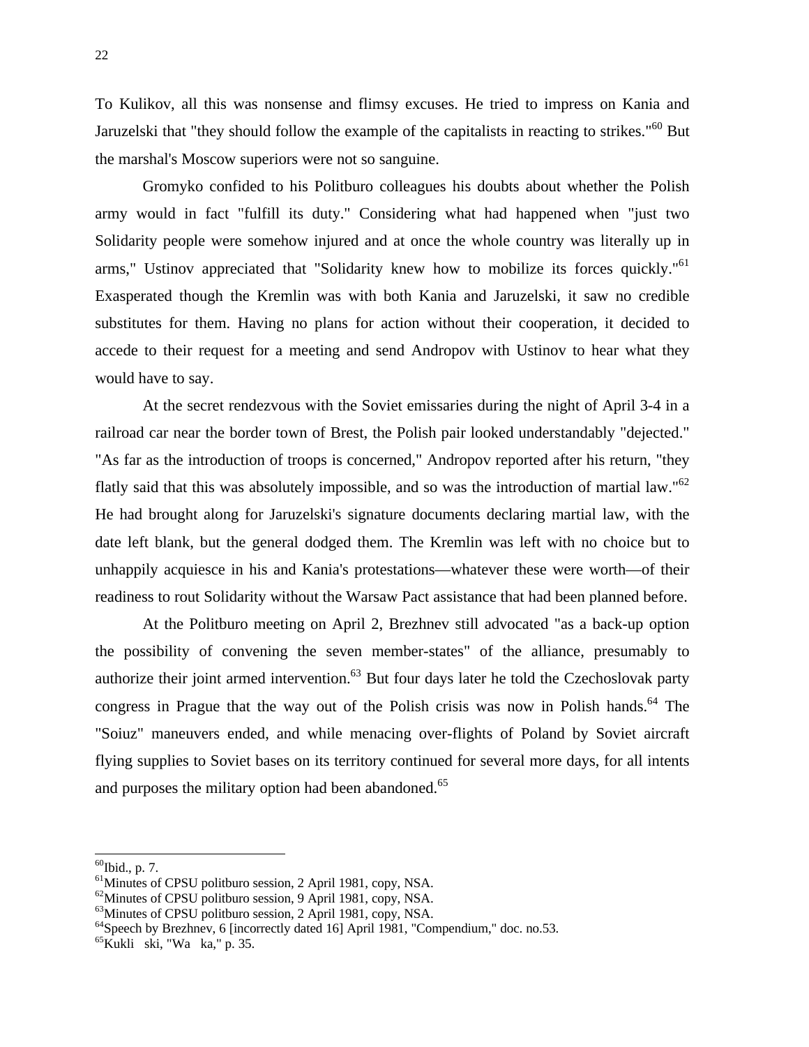To Kulikov, all this was nonsense and flimsy excuses. He tried to impress on Kania and Jaruzelski that "they should follow the example of the capitalists in reacting to strikes."[60] But the marshal's Moscow superiors were not so sanguine.

Gromyko confided to his Politburo colleagues his doubts about whether the Polish army would in fact "fulfill its duty." Considering what had happened when "just two Solidarity people were somehow injured and at once the whole country was literally up in arms," Ustinov appreciated that "Solidarity knew how to mobilize its forces quickly."[61] Exasperated though the Kremlin was with both Kania and Jaruzelski, it saw no credible substitutes for them. Having no plans for action without their cooperation, it decided to accede to their request for a meeting and send Andropov with Ustinov to hear what they would have to say.

At the secret rendezvous with the Soviet emissaries during the night of April 3-4 in a railroad car near the border town of Brest, the Polish pair looked understandably "dejected." "As far as the introduction of troops is concerned," Andropov reported after his return, "they flatly said that this was absolutely impossible, and so was the introduction of martial law."[62] He had brought along for Jaruzelski's signature documents declaring martial law, with the date left blank, but the general dodged them. The Kremlin was left with no choice but to unhappily acquiesce in his and Kania's protestations—whatever these were worth—of their readiness to rout Solidarity without the Warsaw Pact assistance that had been planned before.

At the Politburo meeting on April 2, Brezhnev still advocated "as a back-up option the possibility of convening the seven member-states" of the alliance, presumably to authorize their joint armed intervention.[63] But four days later he told the Czechoslovak party congress in Prague that the way out of the Polish crisis was now in Polish hands.[64] The "Soiuz" maneuvers ended, and while menacing over-flights of Poland by Soviet aircraft flying supplies to Soviet bases on its territory continued for several more days, for all intents and purposes the military option had been abandoned.[65]

---

[60] Ibid., p. 7.

[61] Minutes of CPSU politburo session, 2 April 1981, copy, NSA.

[62] Minutes of CPSU politburo session, 9 April 1981, copy, NSA.

[63] Minutes of CPSU politburo session, 2 April 1981, copy, NSA.

[64] Speech by Brezhnev, 6 [incorrectly dated 16] April 1981, "Compendium," doc. no.53.

[65] Kukli ski, "Wa ka," p. 35.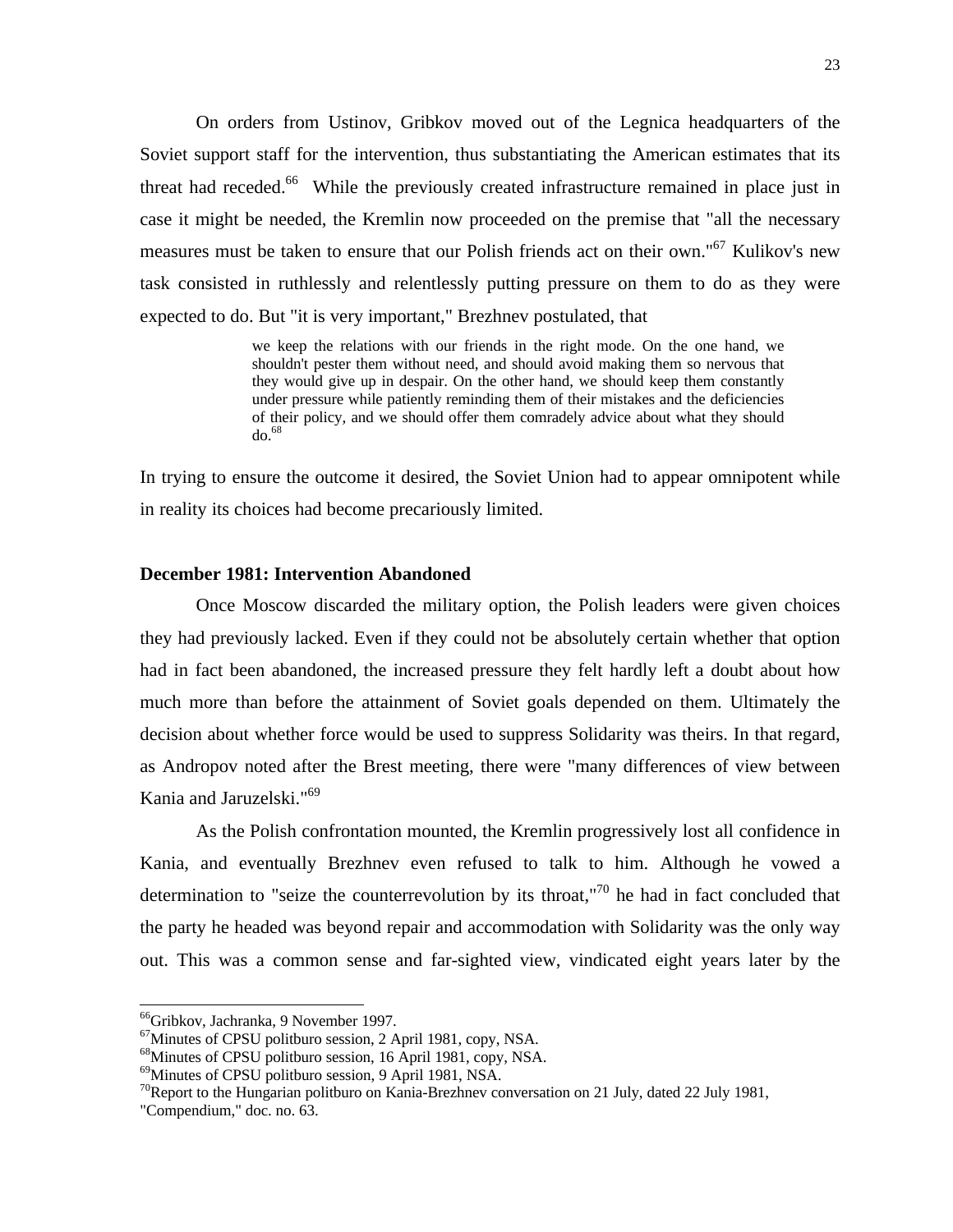On orders from Ustinov, Gribkov moved out of the Legnica headquarters of the Soviet support staff for the intervention, thus substantiating the American estimates that its threat had receded.[66] While the previously created infrastructure remained in place just in case it might be needed, the Kremlin now proceeded on the premise that "all the necessary measures must be taken to ensure that our Polish friends act on their own."[67] Kulikov's new task consisted in ruthlessly and relentlessly putting pressure on them to do as they were expected to do. But "it is very important," Brezhnev postulated, that

> we keep the relations with our friends in the right mode. On the one hand, we shouldn't pester them without need, and should avoid making them so nervous that they would give up in despair. On the other hand, we should keep them constantly under pressure while patiently reminding them of their mistakes and the deficiencies of their policy, and we should offer them comradely advice about what they should do.[68]

In trying to ensure the outcome it desired, the Soviet Union had to appear omnipotent while in reality its choices had become precariously limited.

### December 1981: Intervention Abandoned

Once Moscow discarded the military option, the Polish leaders were given choices they had previously lacked. Even if they could not be absolutely certain whether that option had in fact been abandoned, the increased pressure they felt hardly left a doubt about how much more than before the attainment of Soviet goals depended on them. Ultimately the decision about whether force would be used to suppress Solidarity was theirs. In that regard, as Andropov noted after the Brest meeting, there were "many differences of view between Kania and Jaruzelski."[69]

As the Polish confrontation mounted, the Kremlin progressively lost all confidence in Kania, and eventually Brezhnev even refused to talk to him. Although he vowed a determination to "seize the counterrevolution by its throat,"[70] he had in fact concluded that the party he headed was beyond repair and accommodation with Solidarity was the only way out. This was a common sense and far-sighted view, vindicated eight years later by the

---

[66] Gribkov, Jachranka, 9 November 1997.

[67] Minutes of CPSU politburo session, 2 April 1981, copy, NSA.

[68] Minutes of CPSU politburo session, 16 April 1981, copy, NSA.

[69] Minutes of CPSU politburo session, 9 April 1981, NSA.

[70] Report to the Hungarian politburo on Kania-Brezhnev conversation on 21 July, dated 22 July 1981, "Compendium," doc. no. 63.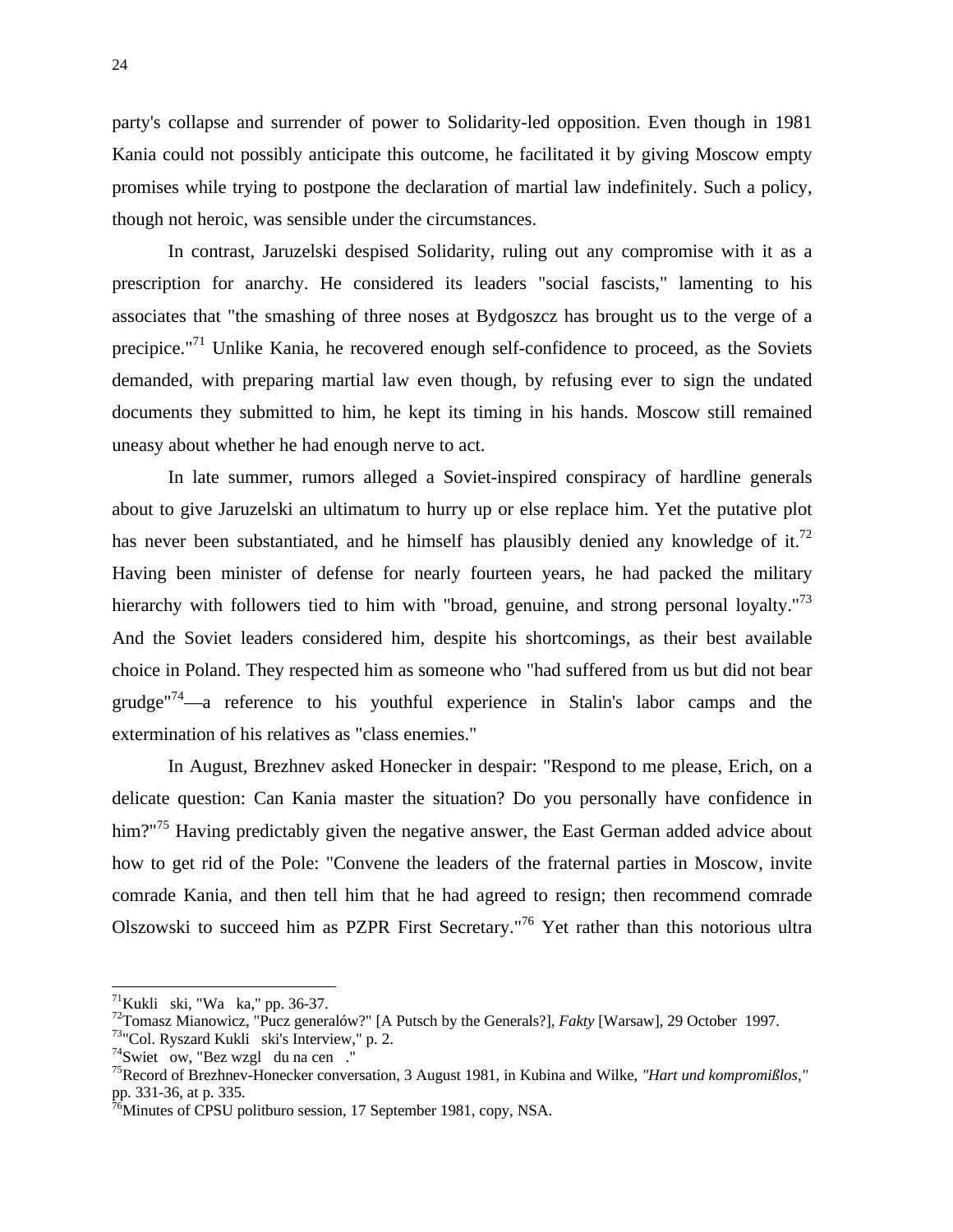party's collapse and surrender of power to Solidarity-led opposition. Even though in 1981 Kania could not possibly anticipate this outcome, he facilitated it by giving Moscow empty promises while trying to postpone the declaration of martial law indefinitely. Such a policy, though not heroic, was sensible under the circumstances.

In contrast, Jaruzelski despised Solidarity, ruling out any compromise with it as a prescription for anarchy. He considered its leaders "social fascists," lamenting to his associates that "the smashing of three noses at Bydgoszcz has brought us to the verge of a precipice."[71] Unlike Kania, he recovered enough self-confidence to proceed, as the Soviets demanded, with preparing martial law even though, by refusing ever to sign the undated documents they submitted to him, he kept its timing in his hands. Moscow still remained uneasy about whether he had enough nerve to act.

In late summer, rumors alleged a Soviet-inspired conspiracy of hardline generals about to give Jaruzelski an ultimatum to hurry up or else replace him. Yet the putative plot has never been substantiated, and he himself has plausibly denied any knowledge of it.[72] Having been minister of defense for nearly fourteen years, he had packed the military hierarchy with followers tied to him with "broad, genuine, and strong personal loyalty."[73] And the Soviet leaders considered him, despite his shortcomings, as their best available choice in Poland. They respected him as someone who "had suffered from us but did not bear grudge"[74]—a reference to his youthful experience in Stalin's labor camps and the extermination of his relatives as "class enemies."

In August, Brezhnev asked Honecker in despair: "Respond to me please, Erich, on a delicate question: Can Kania master the situation? Do you personally have confidence in him?"[75] Having predictably given the negative answer, the East German added advice about how to get rid of the Pole: "Convene the leaders of the fraternal parties in Moscow, invite comrade Kania, and then tell him that he had agreed to resign; then recommend comrade Olszowski to succeed him as PZPR First Secretary."[76] Yet rather than this notorious ultra

---

[71]Kukli ski, "Wa ka," pp. 36-37.

[72]Tomasz Mianowicz, "Pucz generalów?" [A Putsch by the Generals?], *Fakty* [Warsaw], 29 October 1997.

[73]"Col. Ryszard Kukli ski's Interview," p. 2.

[74]Swiet ow, "Bez wzgl du na cen ."

[75]Record of Brezhnev-Honecker conversation, 3 August 1981, in Kubina and Wilke, *"Hart und kompromißlos,"* pp. 331-36, at p. 335.

[76]Minutes of CPSU politburo session, 17 September 1981, copy, NSA.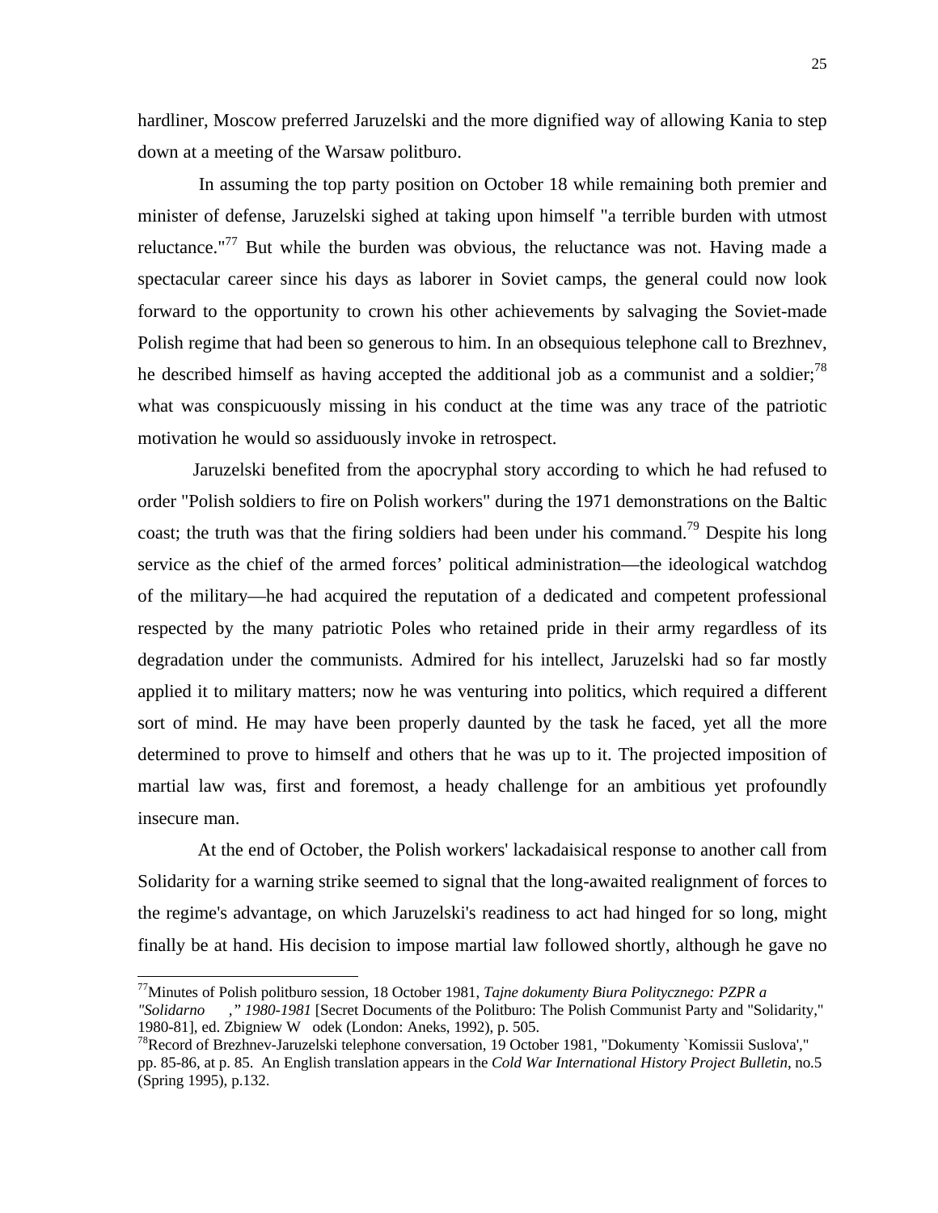hardliner, Moscow preferred Jaruzelski and the more dignified way of allowing Kania to step down at a meeting of the Warsaw politburo.

In assuming the top party position on October 18 while remaining both premier and minister of defense, Jaruzelski sighed at taking upon himself "a terrible burden with utmost reluctance."[77] But while the burden was obvious, the reluctance was not. Having made a spectacular career since his days as laborer in Soviet camps, the general could now look forward to the opportunity to crown his other achievements by salvaging the Soviet-made Polish regime that had been so generous to him. In an obsequious telephone call to Brezhnev, he described himself as having accepted the additional job as a communist and a soldier;[78] what was conspicuously missing in his conduct at the time was any trace of the patriotic motivation he would so assiduously invoke in retrospect.

Jaruzelski benefited from the apocryphal story according to which he had refused to order "Polish soldiers to fire on Polish workers" during the 1971 demonstrations on the Baltic coast; the truth was that the firing soldiers had been under his command.[79] Despite his long service as the chief of the armed forces' political administration—the ideological watchdog of the military—he had acquired the reputation of a dedicated and competent professional respected by the many patriotic Poles who retained pride in their army regardless of its degradation under the communists. Admired for his intellect, Jaruzelski had so far mostly applied it to military matters; now he was venturing into politics, which required a different sort of mind. He may have been properly daunted by the task he faced, yet all the more determined to prove to himself and others that he was up to it. The projected imposition of martial law was, first and foremost, a heady challenge for an ambitious yet profoundly insecure man.

At the end of October, the Polish workers' lackadaisical response to another call from Solidarity for a warning strike seemed to signal that the long-awaited realignment of forces to the regime's advantage, on which Jaruzelski's readiness to act had hinged for so long, might finally be at hand. His decision to impose martial law followed shortly, although he gave no

---

[77] Minutes of Polish politburo session, 18 October 1981, *Tajne dokumenty Biura Politycznego: PZPR a "Solidarno ," 1980-1981* [Secret Documents of the Politburo: The Polish Communist Party and "Solidarity," 1980-81], ed. Zbigniew W odek (London: Aneks, 1992), p. 505.

[78] Record of Brezhnev-Jaruzelski telephone conversation, 19 October 1981, "Dokumenty `Komissii Suslova'," pp. 85-86, at p. 85. An English translation appears in the *Cold War International History Project Bulletin*, no.5 (Spring 1995), p.132.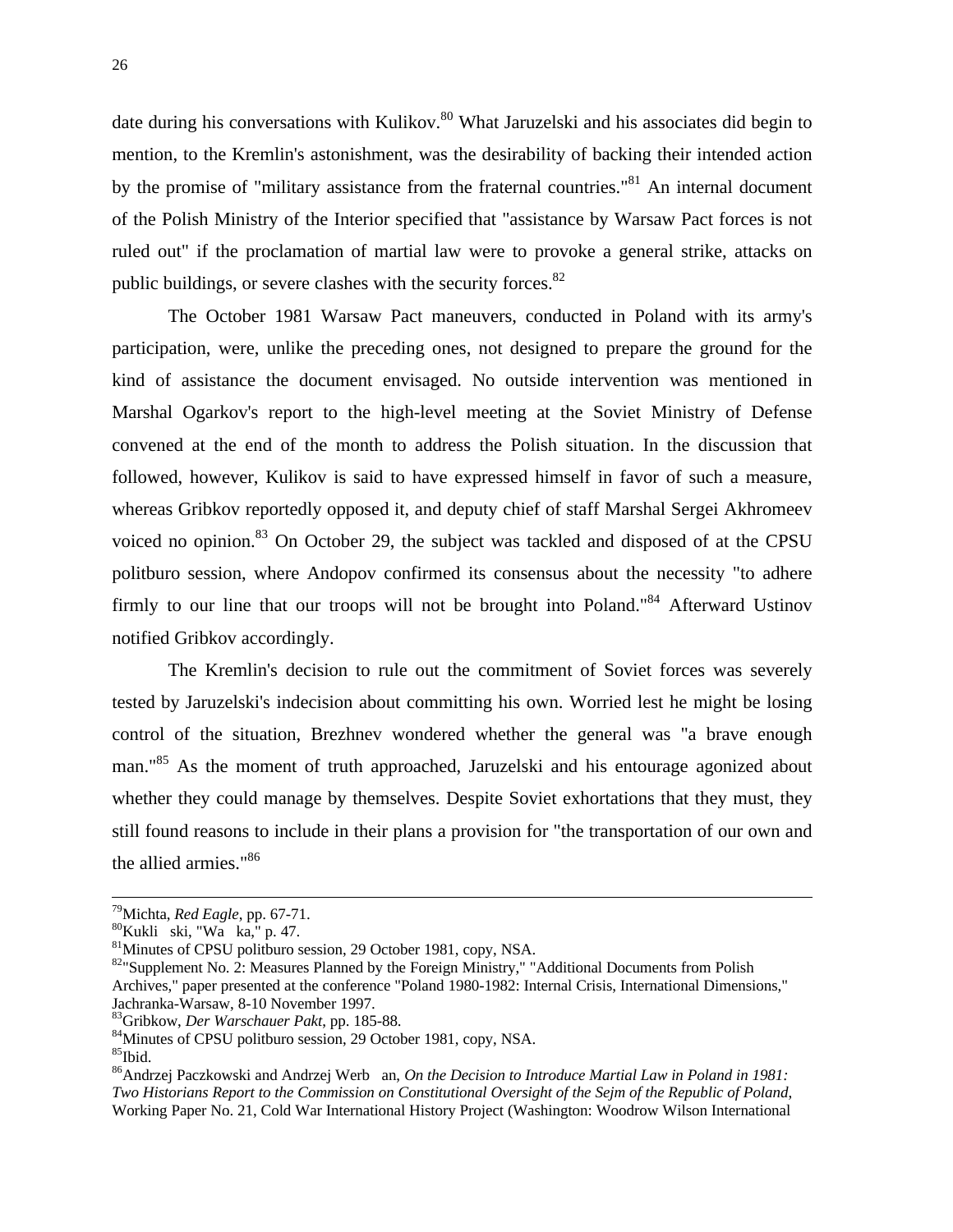date during his conversations with Kulikov.[80] What Jaruzelski and his associates did begin to mention, to the Kremlin's astonishment, was the desirability of backing their intended action by the promise of "military assistance from the fraternal countries."[81] An internal document of the Polish Ministry of the Interior specified that "assistance by Warsaw Pact forces is not ruled out" if the proclamation of martial law were to provoke a general strike, attacks on public buildings, or severe clashes with the security forces.[82]

The October 1981 Warsaw Pact maneuvers, conducted in Poland with its army's participation, were, unlike the preceding ones, not designed to prepare the ground for the kind of assistance the document envisaged. No outside intervention was mentioned in Marshal Ogarkov's report to the high-level meeting at the Soviet Ministry of Defense convened at the end of the month to address the Polish situation. In the discussion that followed, however, Kulikov is said to have expressed himself in favor of such a measure, whereas Gribkov reportedly opposed it, and deputy chief of staff Marshal Sergei Akhromeev voiced no opinion.[83] On October 29, the subject was tackled and disposed of at the CPSU politburo session, where Andopov confirmed its consensus about the necessity "to adhere firmly to our line that our troops will not be brought into Poland."[84] Afterward Ustinov notified Gribkov accordingly.

The Kremlin's decision to rule out the commitment of Soviet forces was severely tested by Jaruzelski's indecision about committing his own. Worried lest he might be losing control of the situation, Brezhnev wondered whether the general was "a brave enough man."[85] As the moment of truth approached, Jaruzelski and his entourage agonized about whether they could manage by themselves. Despite Soviet exhortations that they must, they still found reasons to include in their plans a provision for "the transportation of our own and the allied armies."[86]

---

[79]Michta, *Red Eagle*, pp. 67-71.
[80]Kukli ski, "Wa ka," p. 47.
[81]Minutes of CPSU politburo session, 29 October 1981, copy, NSA.
[82]"Supplement No. 2: Measures Planned by the Foreign Ministry," "Additional Documents from Polish Archives," paper presented at the conference "Poland 1980-1982: Internal Crisis, International Dimensions," Jachranka-Warsaw, 8-10 November 1997.
[83]Gribkow, *Der Warschauer Pakt*, pp. 185-88.
[84]Minutes of CPSU politburo session, 29 October 1981, copy, NSA.
[85]Ibid.
[86]Andrzej Paczkowski and Andrzej Werb an, *On the Decision to Introduce Martial Law in Poland in 1981: Two Historians Report to the Commission on Constitutional Oversight of the Sejm of the Republic of Poland*, Working Paper No. 21, Cold War International History Project (Washington: Woodrow Wilson International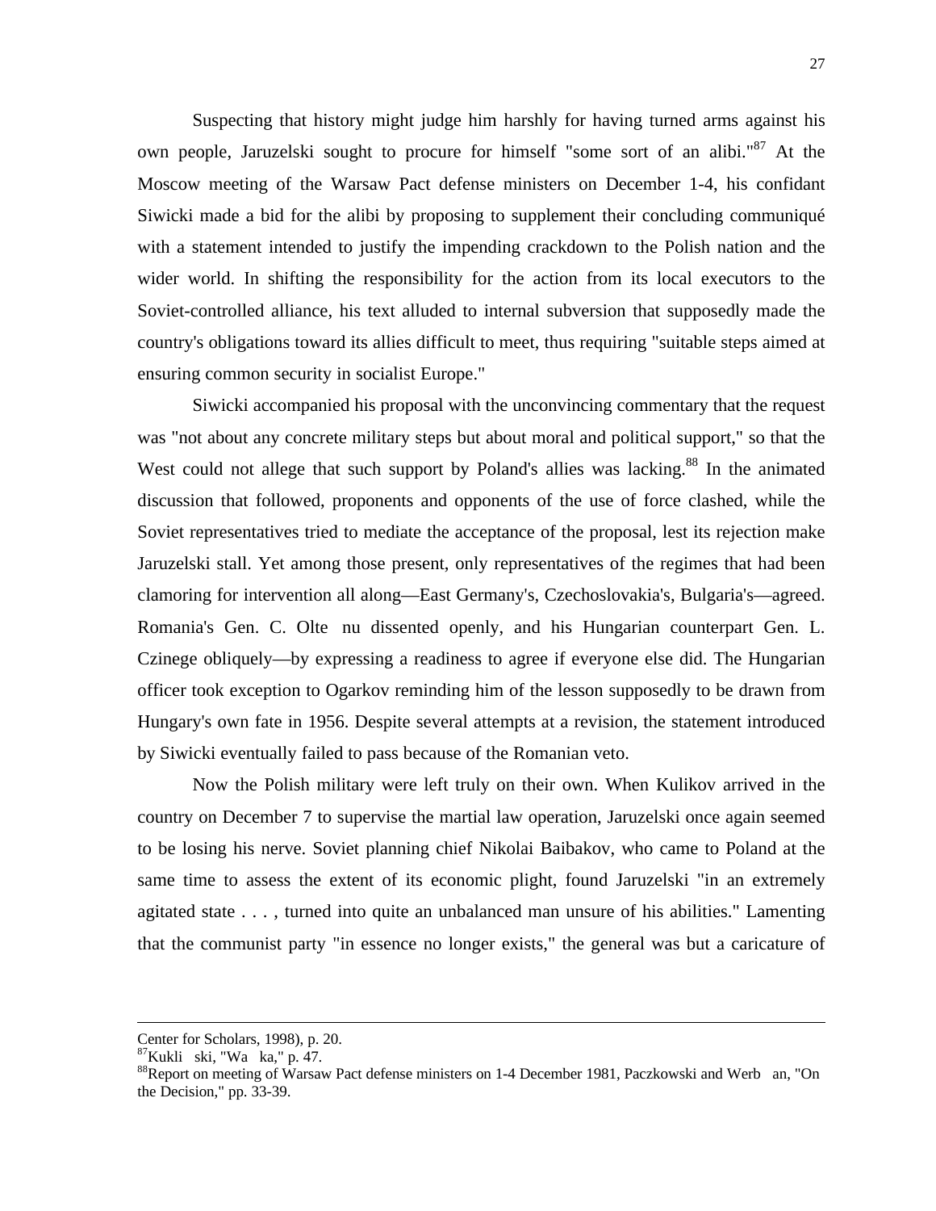Suspecting that history might judge him harshly for having turned arms against his own people, Jaruzelski sought to procure for himself "some sort of an alibi."[87] At the Moscow meeting of the Warsaw Pact defense ministers on December 1-4, his confidant Siwicki made a bid for the alibi by proposing to supplement their concluding communiqué with a statement intended to justify the impending crackdown to the Polish nation and the wider world. In shifting the responsibility for the action from its local executors to the Soviet-controlled alliance, his text alluded to internal subversion that supposedly made the country's obligations toward its allies difficult to meet, thus requiring "suitable steps aimed at ensuring common security in socialist Europe."

Siwicki accompanied his proposal with the unconvincing commentary that the request was "not about any concrete military steps but about moral and political support," so that the West could not allege that such support by Poland's allies was lacking.[88] In the animated discussion that followed, proponents and opponents of the use of force clashed, while the Soviet representatives tried to mediate the acceptance of the proposal, lest its rejection make Jaruzelski stall. Yet among those present, only representatives of the regimes that had been clamoring for intervention all along—East Germany's, Czechoslovakia's, Bulgaria's—agreed. Romania's Gen. C. Olte nu dissented openly, and his Hungarian counterpart Gen. L. Czinege obliquely—by expressing a readiness to agree if everyone else did. The Hungarian officer took exception to Ogarkov reminding him of the lesson supposedly to be drawn from Hungary's own fate in 1956. Despite several attempts at a revision, the statement introduced by Siwicki eventually failed to pass because of the Romanian veto.

Now the Polish military were left truly on their own. When Kulikov arrived in the country on December 7 to supervise the martial law operation, Jaruzelski once again seemed to be losing his nerve. Soviet planning chief Nikolai Baibakov, who came to Poland at the same time to assess the extent of its economic plight, found Jaruzelski "in an extremely agitated state . . . , turned into quite an unbalanced man unsure of his abilities." Lamenting that the communist party "in essence no longer exists," the general was but a caricature of

---

Center for Scholars, 1998), p. 20.

[87] Kukli ski, "Wa ka," p. 47.

[88] Report on meeting of Warsaw Pact defense ministers on 1-4 December 1981, Paczkowski and Werb an, "On the Decision," pp. 33-39.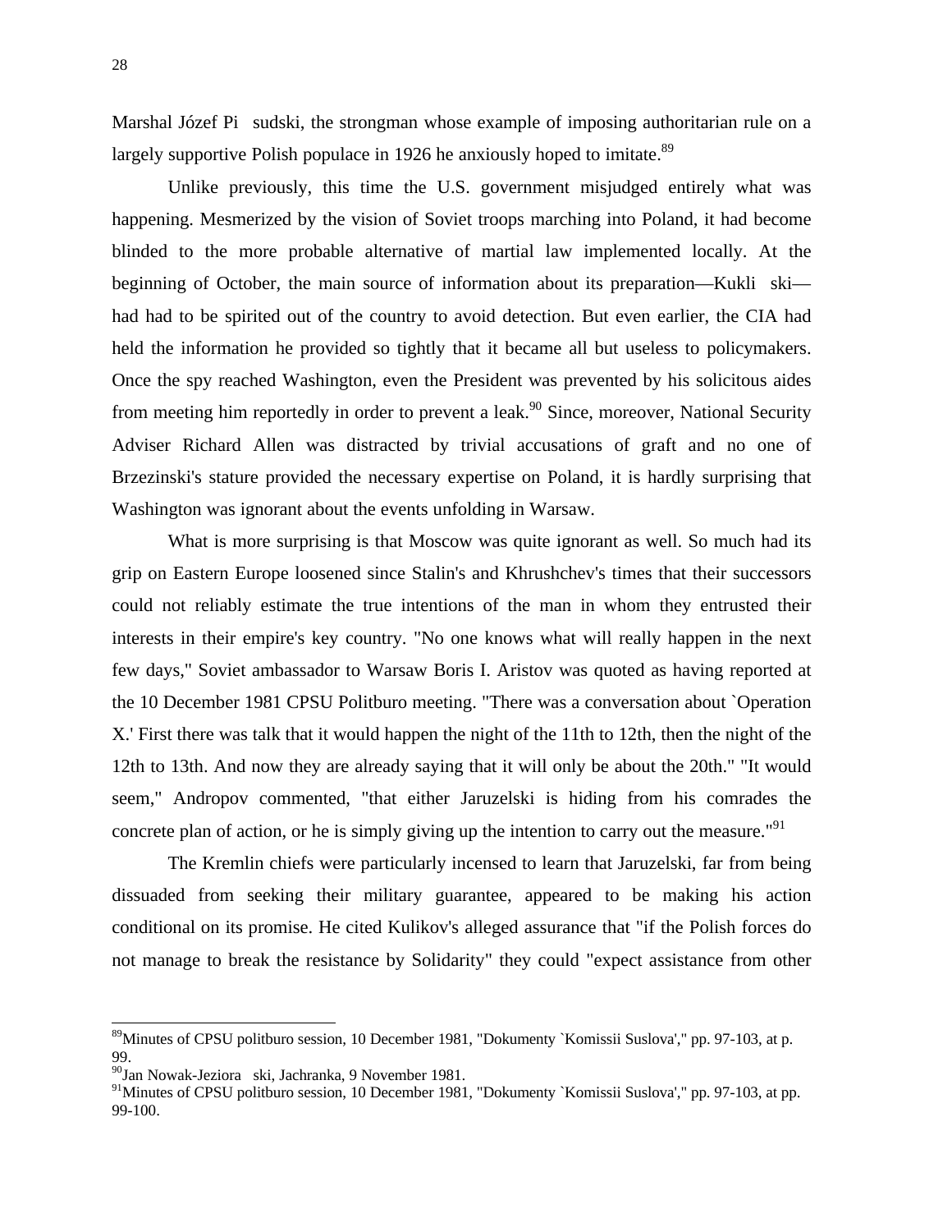Marshal Józef Pi sudski, the strongman whose example of imposing authoritarian rule on a largely supportive Polish populace in 1926 he anxiously hoped to imitate.[89]

Unlike previously, this time the U.S. government misjudged entirely what was happening. Mesmerized by the vision of Soviet troops marching into Poland, it had become blinded to the more probable alternative of martial law implemented locally. At the beginning of October, the main source of information about its preparation—Kukli ski—had had to be spirited out of the country to avoid detection. But even earlier, the CIA had held the information he provided so tightly that it became all but useless to policymakers. Once the spy reached Washington, even the President was prevented by his solicitous aides from meeting him reportedly in order to prevent a leak.[90] Since, moreover, National Security Adviser Richard Allen was distracted by trivial accusations of graft and no one of Brzezinski's stature provided the necessary expertise on Poland, it is hardly surprising that Washington was ignorant about the events unfolding in Warsaw.

What is more surprising is that Moscow was quite ignorant as well. So much had its grip on Eastern Europe loosened since Stalin's and Khrushchev's times that their successors could not reliably estimate the true intentions of the man in whom they entrusted their interests in their empire's key country. "No one knows what will really happen in the next few days," Soviet ambassador to Warsaw Boris I. Aristov was quoted as having reported at the 10 December 1981 CPSU Politburo meeting. "There was a conversation about `Operation X.' First there was talk that it would happen the night of the 11th to 12th, then the night of the 12th to 13th. And now they are already saying that it will only be about the 20th." "It would seem," Andropov commented, "that either Jaruzelski is hiding from his comrades the concrete plan of action, or he is simply giving up the intention to carry out the measure."[91]

The Kremlin chiefs were particularly incensed to learn that Jaruzelski, far from being dissuaded from seeking their military guarantee, appeared to be making his action conditional on its promise. He cited Kulikov's alleged assurance that "if the Polish forces do not manage to break the resistance by Solidarity" they could "expect assistance from other

---

[89] Minutes of CPSU politburo session, 10 December 1981, "Dokumenty `Komissii Suslova'," pp. 97-103, at p. 99.

[90] Jan Nowak-Jeziora ski, Jachranka, 9 November 1981.

[91] Minutes of CPSU politburo session, 10 December 1981, "Dokumenty `Komissii Suslova'," pp. 97-103, at pp. 99-100.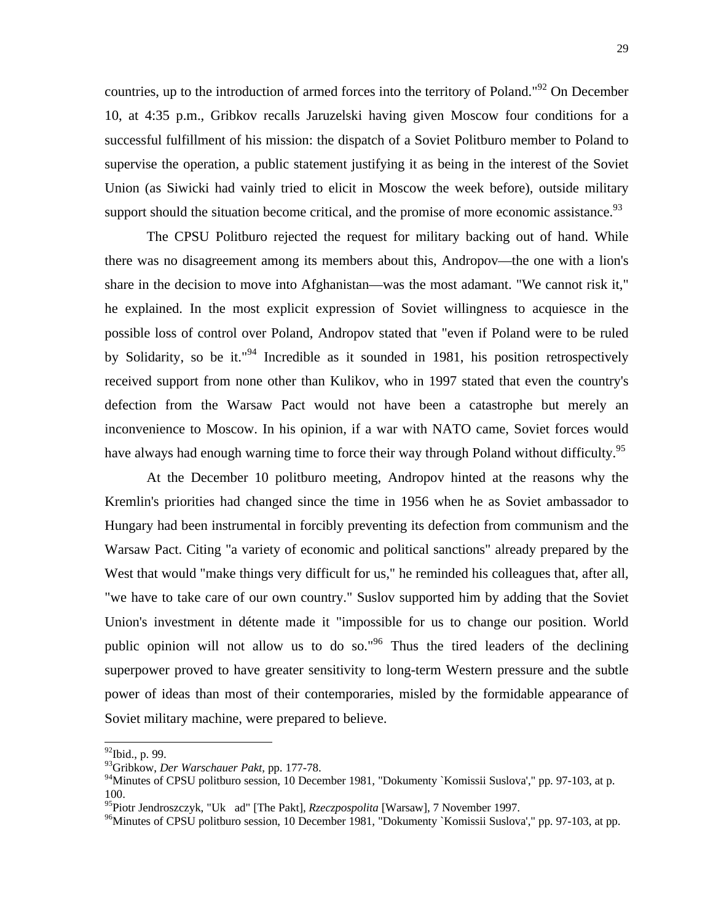countries, up to the introduction of armed forces into the territory of Poland."[92] On December 10, at 4:35 p.m., Gribkov recalls Jaruzelski having given Moscow four conditions for a successful fulfillment of his mission: the dispatch of a Soviet Politburo member to Poland to supervise the operation, a public statement justifying it as being in the interest of the Soviet Union (as Siwicki had vainly tried to elicit in Moscow the week before), outside military support should the situation become critical, and the promise of more economic assistance.[93]

The CPSU Politburo rejected the request for military backing out of hand. While there was no disagreement among its members about this, Andropov—the one with a lion's share in the decision to move into Afghanistan—was the most adamant. "We cannot risk it," he explained. In the most explicit expression of Soviet willingness to acquiesce in the possible loss of control over Poland, Andropov stated that "even if Poland were to be ruled by Solidarity, so be it."[94] Incredible as it sounded in 1981, his position retrospectively received support from none other than Kulikov, who in 1997 stated that even the country's defection from the Warsaw Pact would not have been a catastrophe but merely an inconvenience to Moscow. In his opinion, if a war with NATO came, Soviet forces would have always had enough warning time to force their way through Poland without difficulty.[95]

At the December 10 politburo meeting, Andropov hinted at the reasons why the Kremlin's priorities had changed since the time in 1956 when he as Soviet ambassador to Hungary had been instrumental in forcibly preventing its defection from communism and the Warsaw Pact. Citing "a variety of economic and political sanctions" already prepared by the West that would "make things very difficult for us," he reminded his colleagues that, after all, "we have to take care of our own country." Suslov supported him by adding that the Soviet Union's investment in détente made it "impossible for us to change our position. World public opinion will not allow us to do so."[96] Thus the tired leaders of the declining superpower proved to have greater sensitivity to long-term Western pressure and the subtle power of ideas than most of their contemporaries, misled by the formidable appearance of Soviet military machine, were prepared to believe.

---

[92] Ibid., p. 99.

[93] Gribkow, *Der Warschauer Pakt*, pp. 177-78.

[94] Minutes of CPSU politburo session, 10 December 1981, "Dokumenty `Komissii Suslova'," pp. 97-103, at p. 100.

[95] Piotr Jendroszczyk, "Uk ad" [The Pakt], *Rzeczpospolita* [Warsaw], 7 November 1997.

[96] Minutes of CPSU politburo session, 10 December 1981, "Dokumenty `Komissii Suslova'," pp. 97-103, at pp.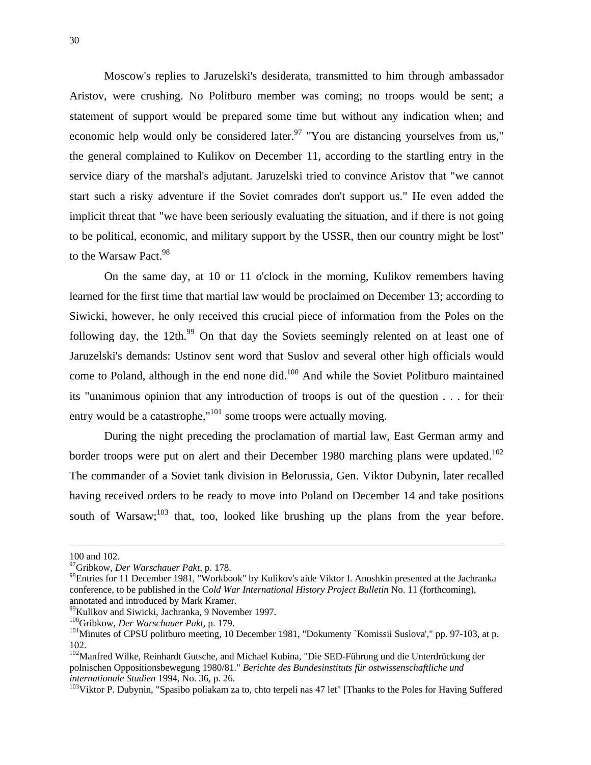Moscow's replies to Jaruzelski's desiderata, transmitted to him through ambassador Aristov, were crushing. No Politburo member was coming; no troops would be sent; a statement of support would be prepared some time but without any indication when; and economic help would only be considered later.[97] "You are distancing yourselves from us," the general complained to Kulikov on December 11, according to the startling entry in the service diary of the marshal's adjutant. Jaruzelski tried to convince Aristov that "we cannot start such a risky adventure if the Soviet comrades don't support us." He even added the implicit threat that "we have been seriously evaluating the situation, and if there is not going to be political, economic, and military support by the USSR, then our country might be lost" to the Warsaw Pact.[98]

On the same day, at 10 or 11 o'clock in the morning, Kulikov remembers having learned for the first time that martial law would be proclaimed on December 13; according to Siwicki, however, he only received this crucial piece of information from the Poles on the following day, the 12th.[99] On that day the Soviets seemingly relented on at least one of Jaruzelski's demands: Ustinov sent word that Suslov and several other high officials would come to Poland, although in the end none did.[100] And while the Soviet Politburo maintained its "unanimous opinion that any introduction of troops is out of the question . . . for their entry would be a catastrophe,"[101] some troops were actually moving.

During the night preceding the proclamation of martial law, East German army and border troops were put on alert and their December 1980 marching plans were updated.[102] The commander of a Soviet tank division in Belorussia, Gen. Viktor Dubynin, later recalled having received orders to be ready to move into Poland on December 14 and take positions south of Warsaw;[103] that, too, looked like brushing up the plans from the year before.

---

100 and 102.

[97]Gribkow, *Der Warschauer Pakt*, p. 178.

[98]Entries for 11 December 1981, "Workbook" by Kulikov's aide Viktor I. Anoshkin presented at the Jachranka conference, to be published in the C*old War International History Project Bulletin* No. 11 (forthcoming), annotated and introduced by Mark Kramer.

[99]Kulikov and Siwicki, Jachranka, 9 November 1997.

[100]Gribkow, *Der Warschauer Pakt*, p. 179.

[101]Minutes of CPSU politburo meeting, 10 December 1981, "Dokumenty `Komissii Suslova'," pp. 97-103, at p. 102.

[102]Manfred Wilke, Reinhardt Gutsche, and Michael Kubina, "Die SED-Führung und die Unterdrückung der polnischen Oppositionsbewegung 1980/81." *Berichte des Bundesinstituts für ostwissenschaftliche und internationale Studien* 1994, No. 36, p. 26.

[103]Viktor P. Dubynin, "Spasibo poliakam za to, chto terpeli nas 47 let" [Thanks to the Poles for Having Suffered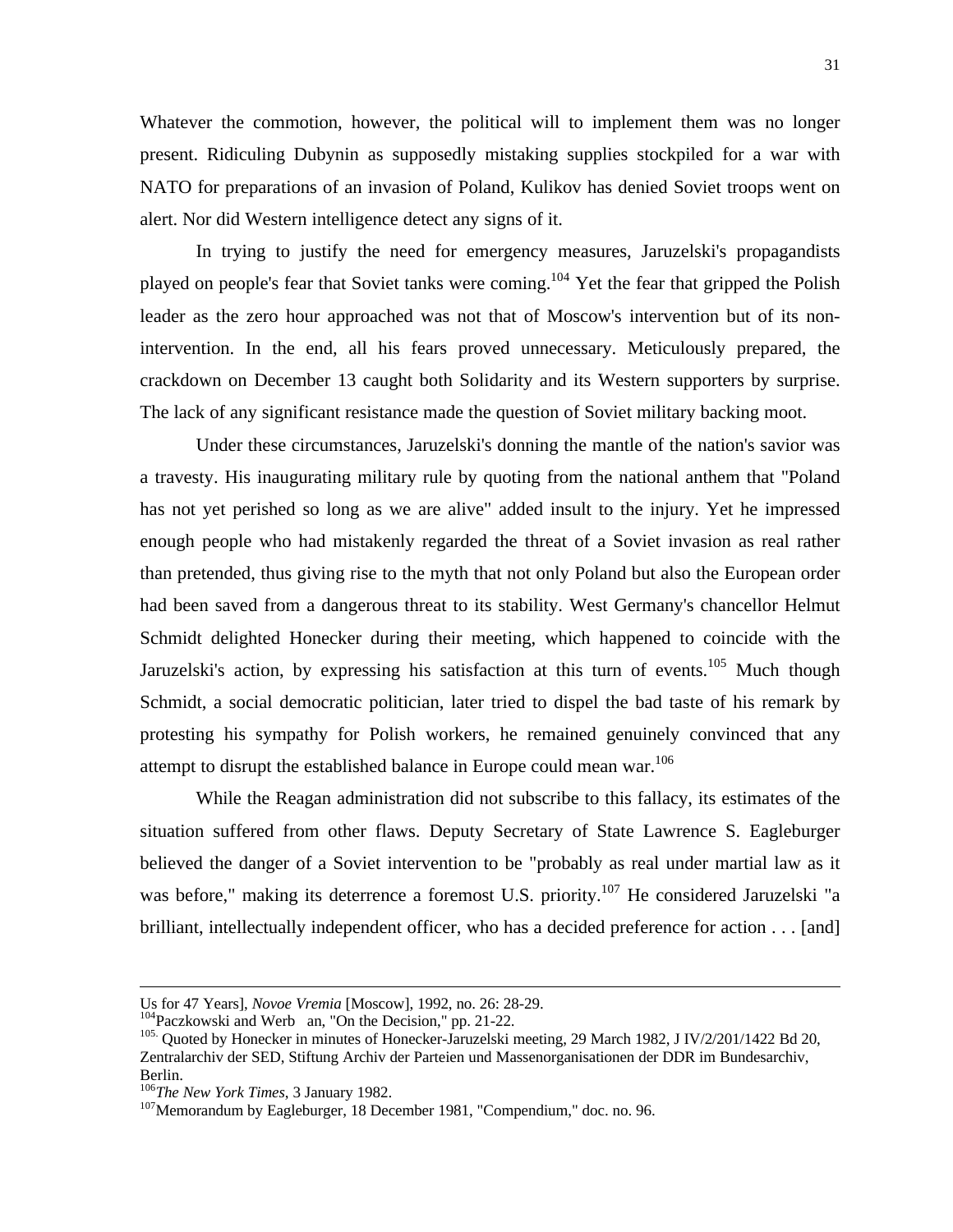Whatever the commotion, however, the political will to implement them was no longer present. Ridiculing Dubynin as supposedly mistaking supplies stockpiled for a war with NATO for preparations of an invasion of Poland, Kulikov has denied Soviet troops went on alert. Nor did Western intelligence detect any signs of it.

In trying to justify the need for emergency measures, Jaruzelski's propagandists played on people's fear that Soviet tanks were coming.[104] Yet the fear that gripped the Polish leader as the zero hour approached was not that of Moscow's intervention but of its non-intervention. In the end, all his fears proved unnecessary. Meticulously prepared, the crackdown on December 13 caught both Solidarity and its Western supporters by surprise. The lack of any significant resistance made the question of Soviet military backing moot.

Under these circumstances, Jaruzelski's donning the mantle of the nation's savior was a travesty. His inaugurating military rule by quoting from the national anthem that "Poland has not yet perished so long as we are alive" added insult to the injury. Yet he impressed enough people who had mistakenly regarded the threat of a Soviet invasion as real rather than pretended, thus giving rise to the myth that not only Poland but also the European order had been saved from a dangerous threat to its stability. West Germany's chancellor Helmut Schmidt delighted Honecker during their meeting, which happened to coincide with the Jaruzelski's action, by expressing his satisfaction at this turn of events.[105] Much though Schmidt, a social democratic politician, later tried to dispel the bad taste of his remark by protesting his sympathy for Polish workers, he remained genuinely convinced that any attempt to disrupt the established balance in Europe could mean war.[106]

While the Reagan administration did not subscribe to this fallacy, its estimates of the situation suffered from other flaws. Deputy Secretary of State Lawrence S. Eagleburger believed the danger of a Soviet intervention to be "probably as real under martial law as it was before," making its deterrence a foremost U.S. priority.[107] He considered Jaruzelski "a brilliant, intellectually independent officer, who has a decided preference for action . . . [and]

---

Us for 47 Years], *Novoe Vremia* [Moscow], 1992, no. 26: 28-29.

[104]Paczkowski and Werb an, "On the Decision," pp. 21-22.

[105] Quoted by Honecker in minutes of Honecker-Jaruzelski meeting, 29 March 1982, J IV/2/201/1422 Bd 20, Zentralarchiv der SED, Stiftung Archiv der Parteien und Massenorganisationen der DDR im Bundesarchiv, Berlin.

[106]*The New York Times*, 3 January 1982.

[107]Memorandum by Eagleburger, 18 December 1981, "Compendium," doc. no. 96.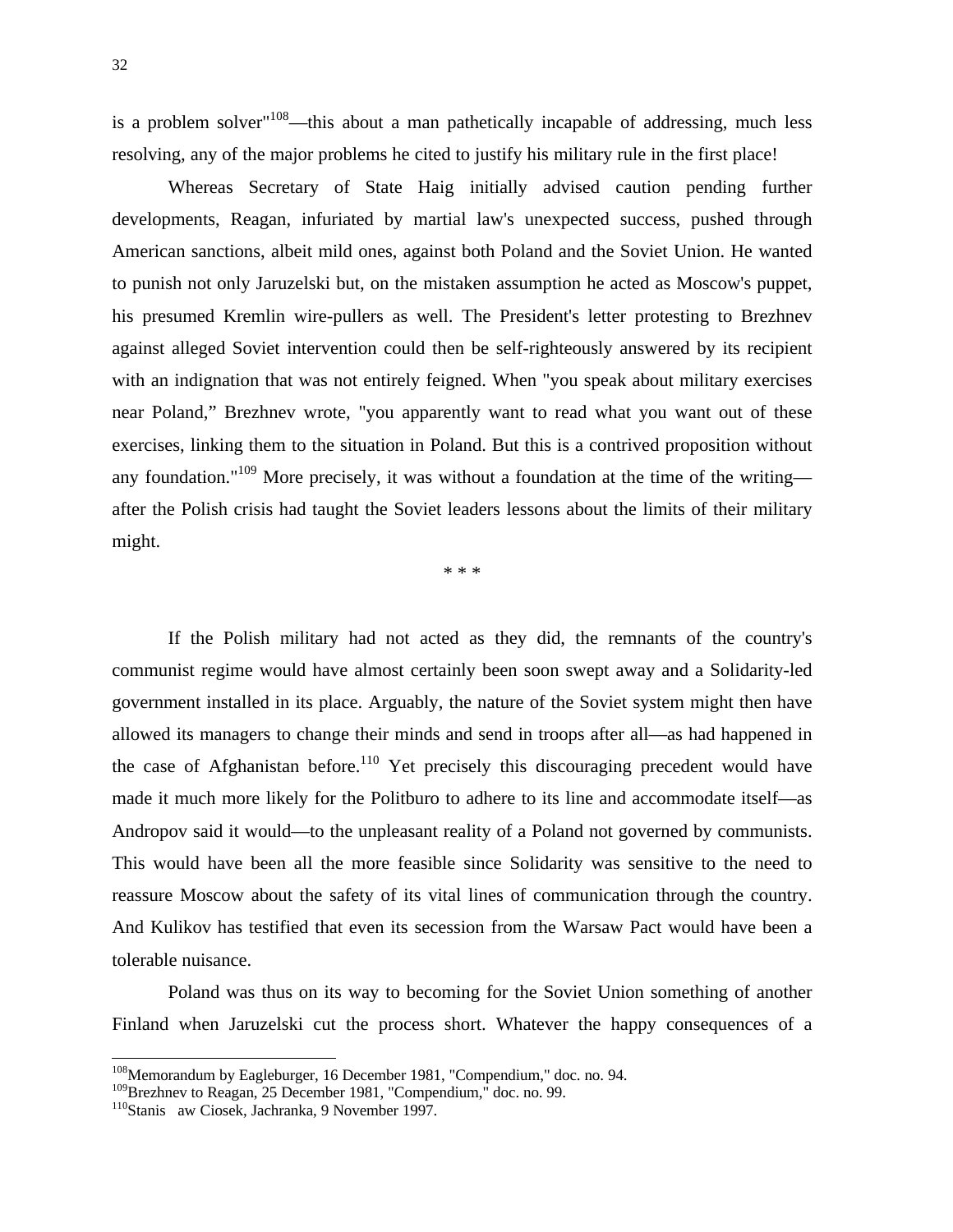is a problem solver"[108]—this about a man pathetically incapable of addressing, much less resolving, any of the major problems he cited to justify his military rule in the first place!

Whereas Secretary of State Haig initially advised caution pending further developments, Reagan, infuriated by martial law's unexpected success, pushed through American sanctions, albeit mild ones, against both Poland and the Soviet Union. He wanted to punish not only Jaruzelski but, on the mistaken assumption he acted as Moscow's puppet, his presumed Kremlin wire-pullers as well. The President's letter protesting to Brezhnev against alleged Soviet intervention could then be self-righteously answered by its recipient with an indignation that was not entirely feigned. When "you speak about military exercises near Poland," Brezhnev wrote, "you apparently want to read what you want out of these exercises, linking them to the situation in Poland. But this is a contrived proposition without any foundation."[109] More precisely, it was without a foundation at the time of the writing—after the Polish crisis had taught the Soviet leaders lessons about the limits of their military might.

* * *

If the Polish military had not acted as they did, the remnants of the country's communist regime would have almost certainly been soon swept away and a Solidarity-led government installed in its place. Arguably, the nature of the Soviet system might then have allowed its managers to change their minds and send in troops after all—as had happened in the case of Afghanistan before.[110] Yet precisely this discouraging precedent would have made it much more likely for the Politburo to adhere to its line and accommodate itself—as Andropov said it would—to the unpleasant reality of a Poland not governed by communists. This would have been all the more feasible since Solidarity was sensitive to the need to reassure Moscow about the safety of its vital lines of communication through the country. And Kulikov has testified that even its secession from the Warsaw Pact would have been a tolerable nuisance.

Poland was thus on its way to becoming for the Soviet Union something of another Finland when Jaruzelski cut the process short. Whatever the happy consequences of a

---

[108]Memorandum by Eagleburger, 16 December 1981, "Compendium," doc. no. 94.
[109]Brezhnev to Reagan, 25 December 1981, "Compendium," doc. no. 99.
[110]Stanis aw Ciosek, Jachranka, 9 November 1997.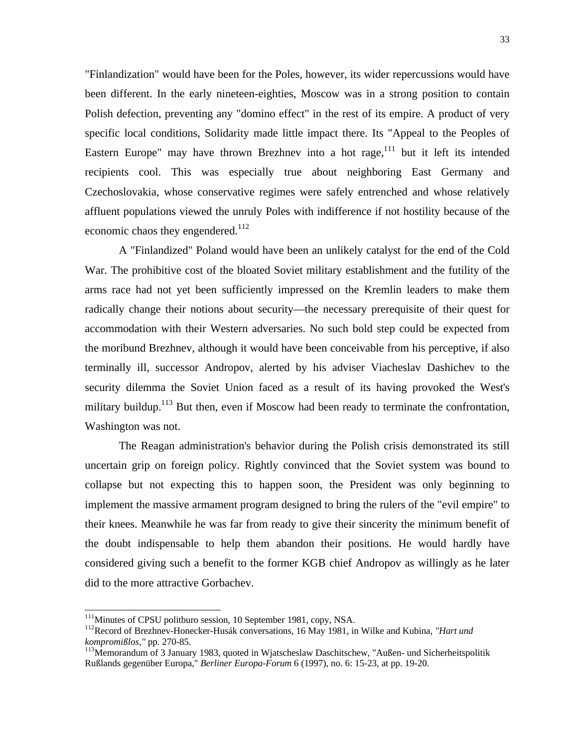"Finlandization" would have been for the Poles, however, its wider repercussions would have been different. In the early nineteen-eighties, Moscow was in a strong position to contain Polish defection, preventing any "domino effect" in the rest of its empire. A product of very specific local conditions, Solidarity made little impact there. Its "Appeal to the Peoples of Eastern Europe" may have thrown Brezhnev into a hot rage,[111] but it left its intended recipients cool. This was especially true about neighboring East Germany and Czechoslovakia, whose conservative regimes were safely entrenched and whose relatively affluent populations viewed the unruly Poles with indifference if not hostility because of the economic chaos they engendered.[112]

A "Finlandized" Poland would have been an unlikely catalyst for the end of the Cold War. The prohibitive cost of the bloated Soviet military establishment and the futility of the arms race had not yet been sufficiently impressed on the Kremlin leaders to make them radically change their notions about security—the necessary prerequisite of their quest for accommodation with their Western adversaries. No such bold step could be expected from the moribund Brezhnev, although it would have been conceivable from his perceptive, if also terminally ill, successor Andropov, alerted by his adviser Viacheslav Dashichev to the security dilemma the Soviet Union faced as a result of its having provoked the West's military buildup.[113] But then, even if Moscow had been ready to terminate the confrontation, Washington was not.

The Reagan administration's behavior during the Polish crisis demonstrated its still uncertain grip on foreign policy. Rightly convinced that the Soviet system was bound to collapse but not expecting this to happen soon, the President was only beginning to implement the massive armament program designed to bring the rulers of the "evil empire" to their knees. Meanwhile he was far from ready to give their sincerity the minimum benefit of the doubt indispensable to help them abandon their positions. He would hardly have considered giving such a benefit to the former KGB chief Andropov as willingly as he later did to the more attractive Gorbachev.

---

[111] Minutes of CPSU politburo session, 10 September 1981, copy, NSA.

[112] Record of Brezhnev-Honecker-Husák conversations, 16 May 1981, in Wilke and Kubina, *"Hart und kompromißlos,"* pp. 270-85.

[113] Memorandum of 3 January 1983, quoted in Wjatscheslaw Daschitschew, "Außen- und Sicherheitspolitik Rußlands gegenüber Europa," *Berliner Europa-Forum* 6 (1997), no. 6: 15-23, at pp. 19-20.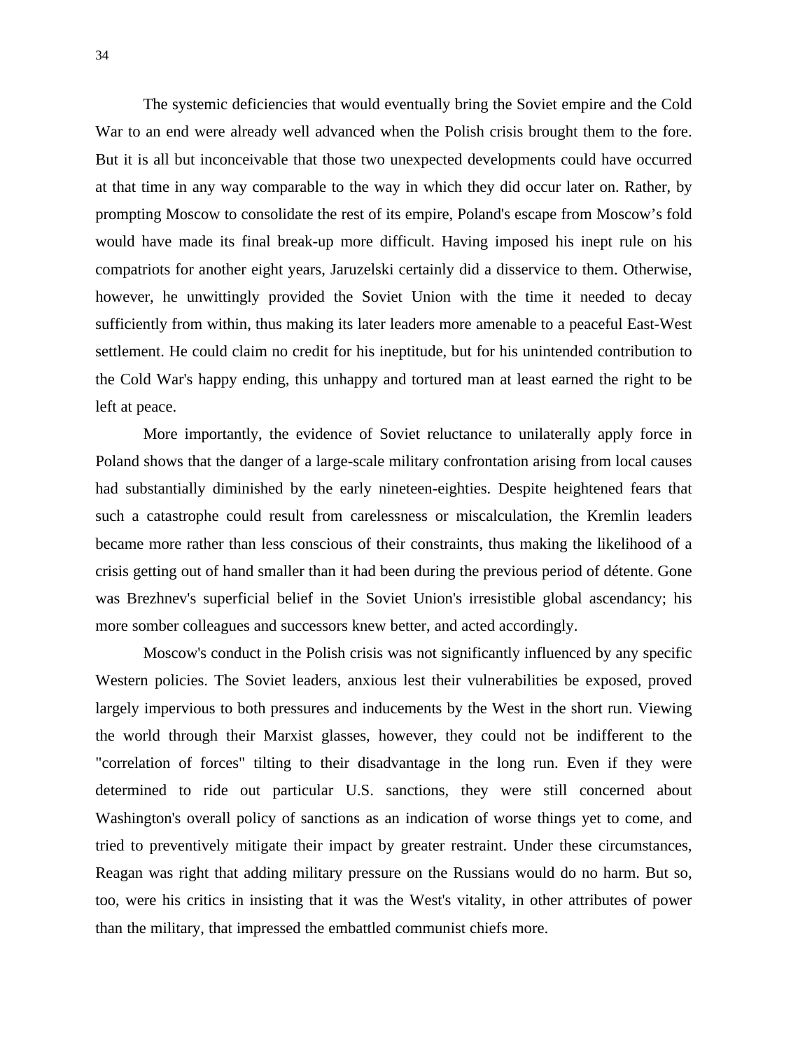The systemic deficiencies that would eventually bring the Soviet empire and the Cold War to an end were already well advanced when the Polish crisis brought them to the fore. But it is all but inconceivable that those two unexpected developments could have occurred at that time in any way comparable to the way in which they did occur later on. Rather, by prompting Moscow to consolidate the rest of its empire, Poland's escape from Moscow's fold would have made its final break-up more difficult. Having imposed his inept rule on his compatriots for another eight years, Jaruzelski certainly did a disservice to them. Otherwise, however, he unwittingly provided the Soviet Union with the time it needed to decay sufficiently from within, thus making its later leaders more amenable to a peaceful East-West settlement. He could claim no credit for his ineptitude, but for his unintended contribution to the Cold War's happy ending, this unhappy and tortured man at least earned the right to be left at peace.

More importantly, the evidence of Soviet reluctance to unilaterally apply force in Poland shows that the danger of a large-scale military confrontation arising from local causes had substantially diminished by the early nineteen-eighties. Despite heightened fears that such a catastrophe could result from carelessness or miscalculation, the Kremlin leaders became more rather than less conscious of their constraints, thus making the likelihood of a crisis getting out of hand smaller than it had been during the previous period of détente. Gone was Brezhnev's superficial belief in the Soviet Union's irresistible global ascendancy; his more somber colleagues and successors knew better, and acted accordingly.

Moscow's conduct in the Polish crisis was not significantly influenced by any specific Western policies. The Soviet leaders, anxious lest their vulnerabilities be exposed, proved largely impervious to both pressures and inducements by the West in the short run. Viewing the world through their Marxist glasses, however, they could not be indifferent to the "correlation of forces" tilting to their disadvantage in the long run. Even if they were determined to ride out particular U.S. sanctions, they were still concerned about Washington's overall policy of sanctions as an indication of worse things yet to come, and tried to preventively mitigate their impact by greater restraint. Under these circumstances, Reagan was right that adding military pressure on the Russians would do no harm. But so, too, were his critics in insisting that it was the West's vitality, in other attributes of power than the military, that impressed the embattled communist chiefs more.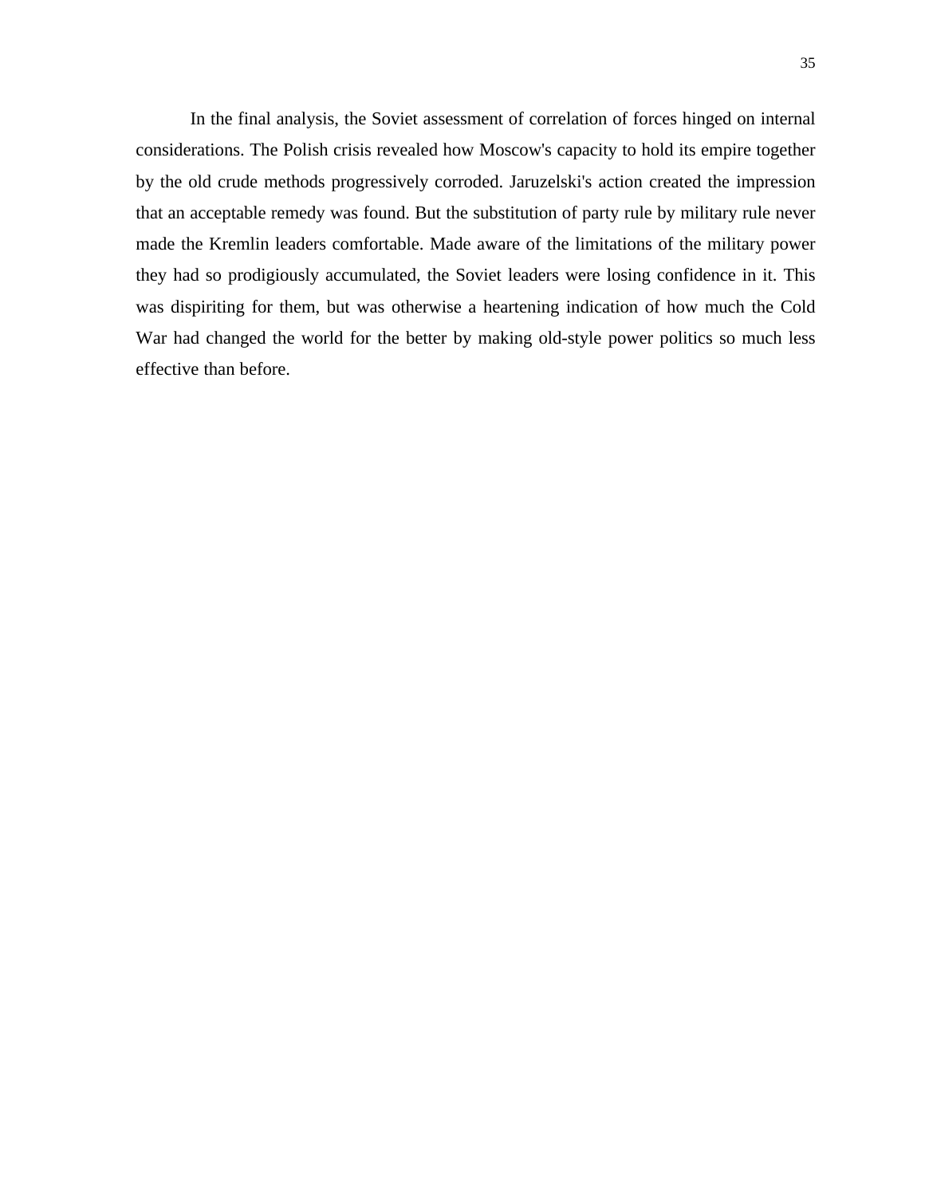In the final analysis, the Soviet assessment of correlation of forces hinged on internal considerations. The Polish crisis revealed how Moscow's capacity to hold its empire together by the old crude methods progressively corroded. Jaruzelski's action created the impression that an acceptable remedy was found. But the substitution of party rule by military rule never made the Kremlin leaders comfortable. Made aware of the limitations of the military power they had so prodigiously accumulated, the Soviet leaders were losing confidence in it. This was dispiriting for them, but was otherwise a heartening indication of how much the Cold War had changed the world for the better by making old-style power politics so much less effective than before.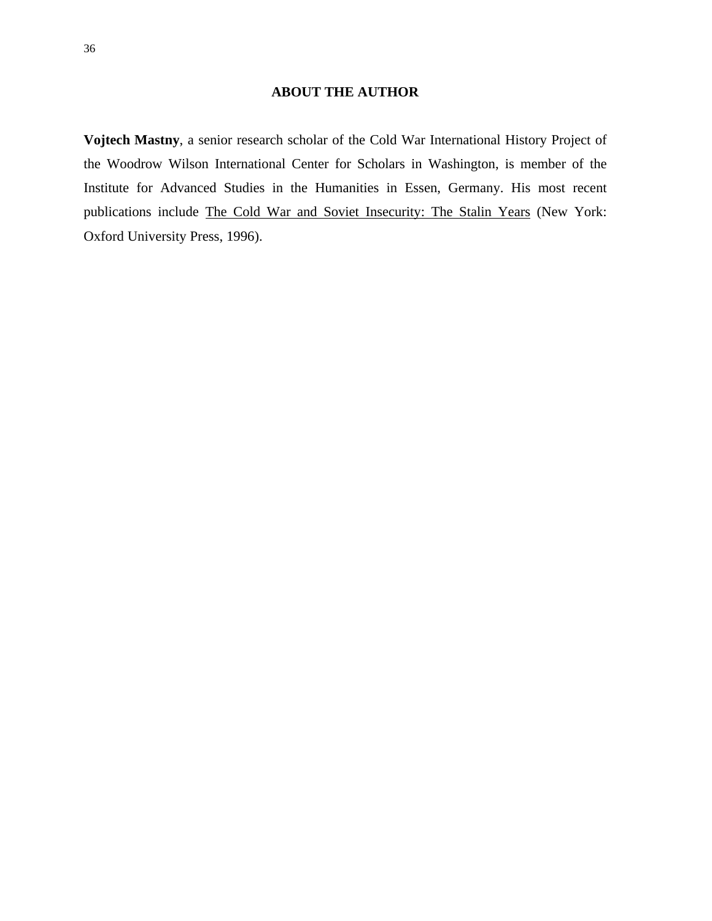## ABOUT THE AUTHOR

**Vojtech Mastny**, a senior research scholar of the Cold War International History Project of the Woodrow Wilson International Center for Scholars in Washington, is member of the Institute for Advanced Studies in the Humanities in Essen, Germany. His most recent publications include <u>The Cold War and Soviet Insecurity: The Stalin Years</u> (New York: Oxford University Press, 1996).